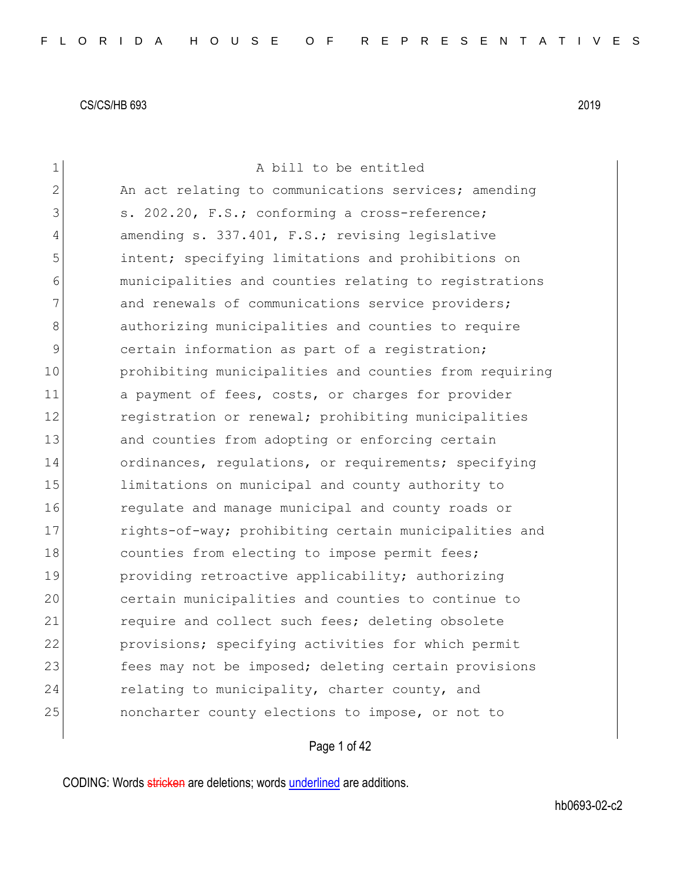CS/CS/HB 693 2019

A bill to be entitled

An act relating to communications services; amending s. 202.20, F.S.; conforming a cross-reference; amending s. 337.401, F.S.; revising legislative intent; specifying limitations and prohibitions on municipalities and counties relating to registrations and renewals of communications service providers; authorizing municipalities and counties to require certain information as part of a registration; prohibiting municipalities and counties from requiring a payment of fees, costs, or charges for provider registration or renewal; prohibiting municipalities and counties from adopting or enforcing certain ordinances, regulations, or requirements; specifying limitations on municipal and county authority to regulate and manage municipal and county roads or rights-of-way; prohibiting certain municipalities and counties from electing to impose permit fees; providing retroactive applicability; authorizing certain municipalities and counties to continue to require and collect such fees; deleting obsolete provisions; specifying activities for which permit fees may not be imposed; deleting certain provisions relating to municipality, charter county, and noncharter county elections to impose, or not to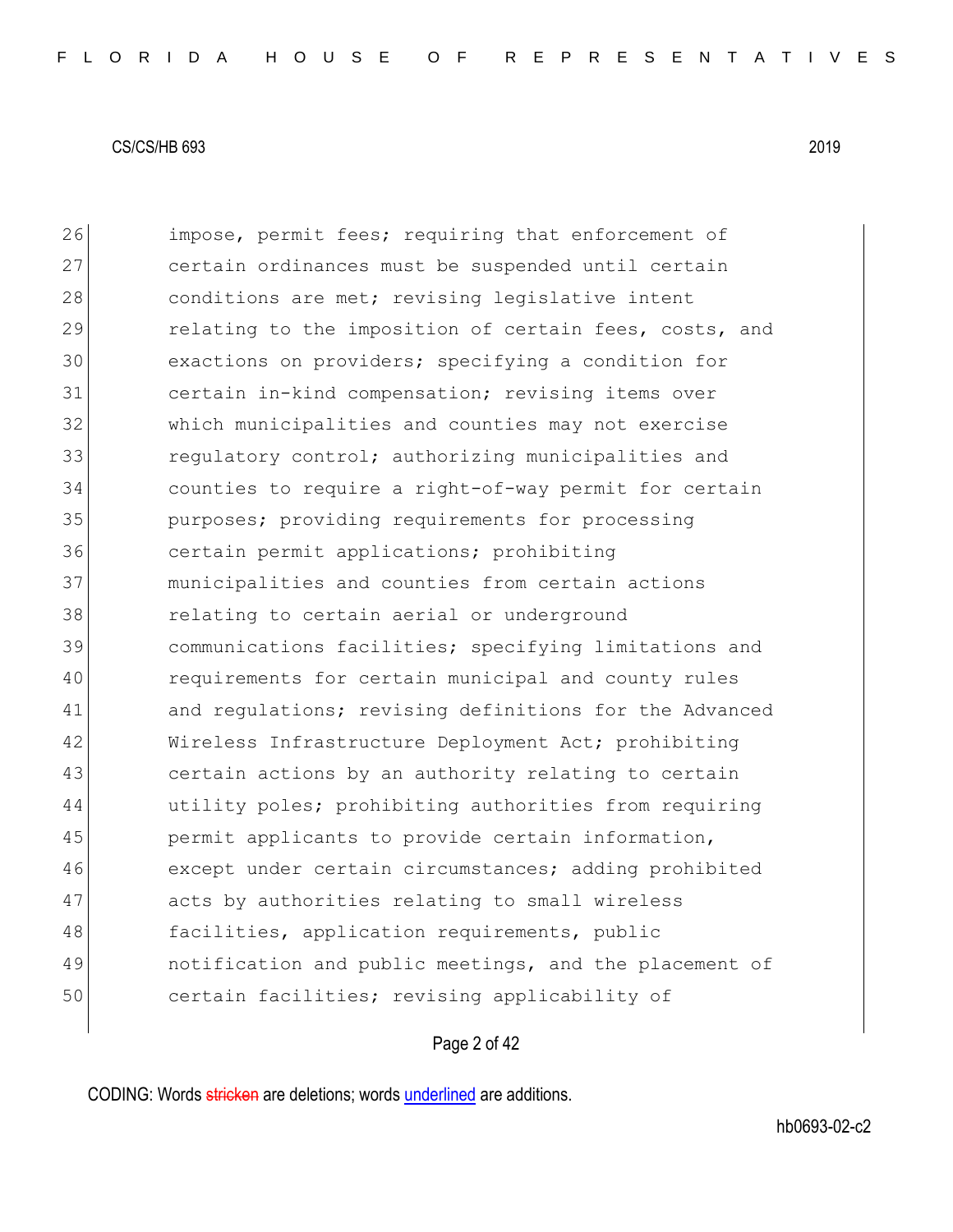impose, permit fees; requiring that enforcement of certain ordinances must be suspended until certain conditions are met; revising legislative intent relating to the imposition of certain fees, costs, and exactions on providers; specifying a condition for certain in-kind compensation; revising items over which municipalities and counties may not exercise regulatory control; authorizing municipalities and counties to require a right-of-way permit for certain purposes; providing requirements for processing certain permit applications; prohibiting municipalities and counties from certain actions relating to certain aerial or underground communications facilities; specifying limitations and requirements for certain municipal and county rules and regulations; revising definitions for the Advanced Wireless Infrastructure Deployment Act; prohibiting certain actions by an authority relating to certain utility poles; prohibiting authorities from requiring permit applicants to provide certain information, except under certain circumstances; adding prohibited acts by authorities relating to small wireless facilities, application requirements, public notification and public meetings, and the placement of certain facilities; revising applicability of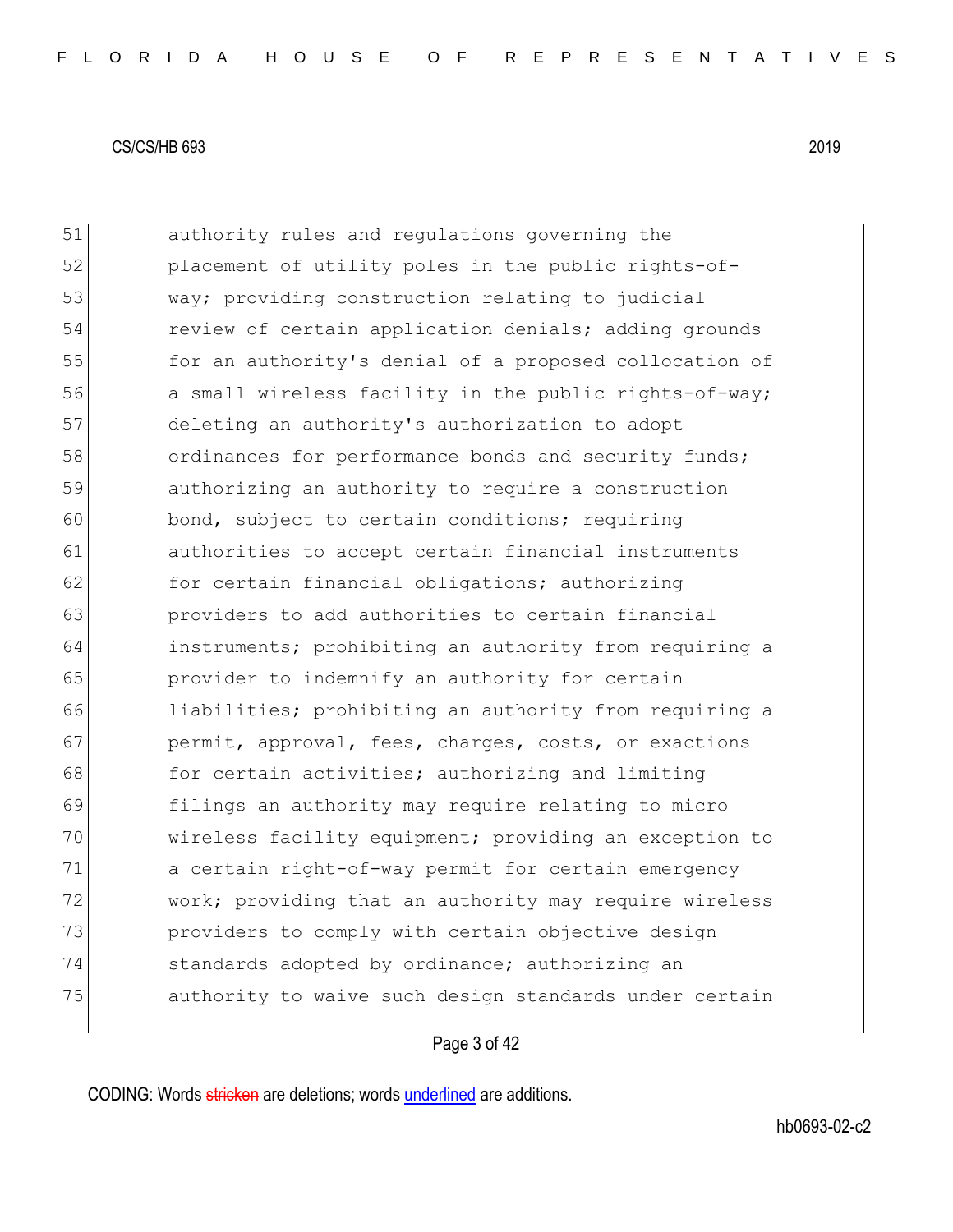51 authority rules and regulations governing the
52 placement of utility poles in the public rights-of-
53 way; providing construction relating to judicial
54 review of certain application denials; adding grounds
55 for an authority's denial of a proposed collocation of
56 a small wireless facility in the public rights-of-way;
57 deleting an authority's authorization to adopt
58 ordinances for performance bonds and security funds;
59 authorizing an authority to require a construction
60 bond, subject to certain conditions; requiring
61 authorities to accept certain financial instruments
62 for certain financial obligations; authorizing
63 providers to add authorities to certain financial
64 instruments; prohibiting an authority from requiring a
65 provider to indemnify an authority for certain
66 liabilities; prohibiting an authority from requiring a
67 permit, approval, fees, charges, costs, or exactions
68 for certain activities; authorizing and limiting
69 filings an authority may require relating to micro
70 wireless facility equipment; providing an exception to
71 a certain right-of-way permit for certain emergency
72 work; providing that an authority may require wireless
73 providers to comply with certain objective design
74 standards adopted by ordinance; authorizing an
75 authority to waive such design standards under certain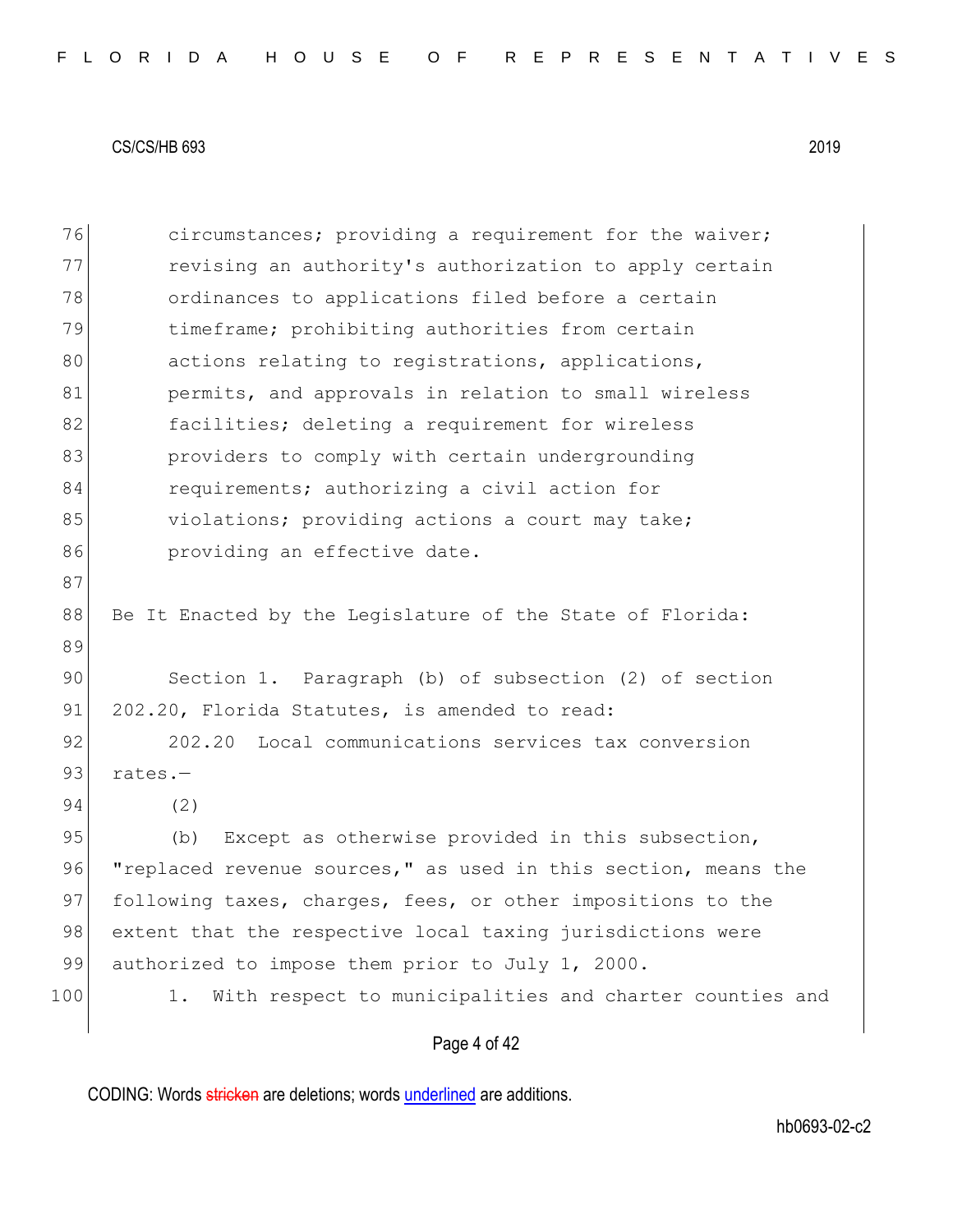circumstances; providing a requirement for the waiver; revising an authority's authorization to apply certain ordinances to applications filed before a certain timeframe; prohibiting authorities from certain actions relating to registrations, applications, permits, and approvals in relation to small wireless facilities; deleting a requirement for wireless providers to comply with certain undergrounding requirements; authorizing a civil action for violations; providing actions a court may take; providing an effective date.

Be It Enacted by the Legislature of the State of Florida:

Section 1. Paragraph (b) of subsection (2) of section 202.20, Florida Statutes, is amended to read:

202.20 Local communications services tax conversion rates.—

(2)

(b) Except as otherwise provided in this subsection, "replaced revenue sources," as used in this section, means the following taxes, charges, fees, or other impositions to the extent that the respective local taxing jurisdictions were authorized to impose them prior to July 1, 2000.

1. With respect to municipalities and charter counties and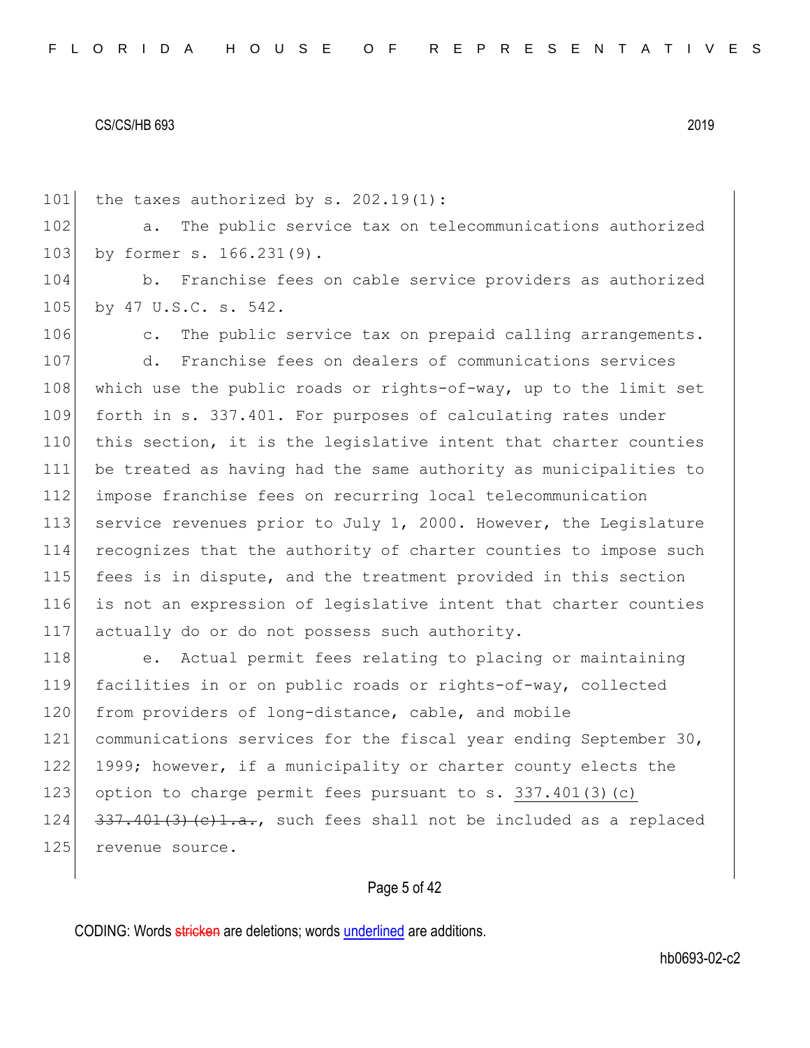the taxes authorized by s. 202.19(1):

a. The public service tax on telecommunications authorized by former s. 166.231(9).

b. Franchise fees on cable service providers as authorized by 47 U.S.C. s. 542.

c. The public service tax on prepaid calling arrangements.

d. Franchise fees on dealers of communications services which use the public roads or rights-of-way, up to the limit set forth in s. 337.401. For purposes of calculating rates under this section, it is the legislative intent that charter counties be treated as having had the same authority as municipalities to impose franchise fees on recurring local telecommunication service revenues prior to July 1, 2000. However, the Legislature recognizes that the authority of charter counties to impose such fees is in dispute, and the treatment provided in this section is not an expression of legislative intent that charter counties actually do or do not possess such authority.

e. Actual permit fees relating to placing or maintaining facilities in or on public roads or rights-of-way, collected from providers of long-distance, cable, and mobile communications services for the fiscal year ending September 30, 1999; however, if a municipality or charter county elects the option to charge permit fees pursuant to s. <u>337.401(3)(c)</u> ~~337.401(3)(c)1.a.~~, such fees shall not be included as a replaced revenue source.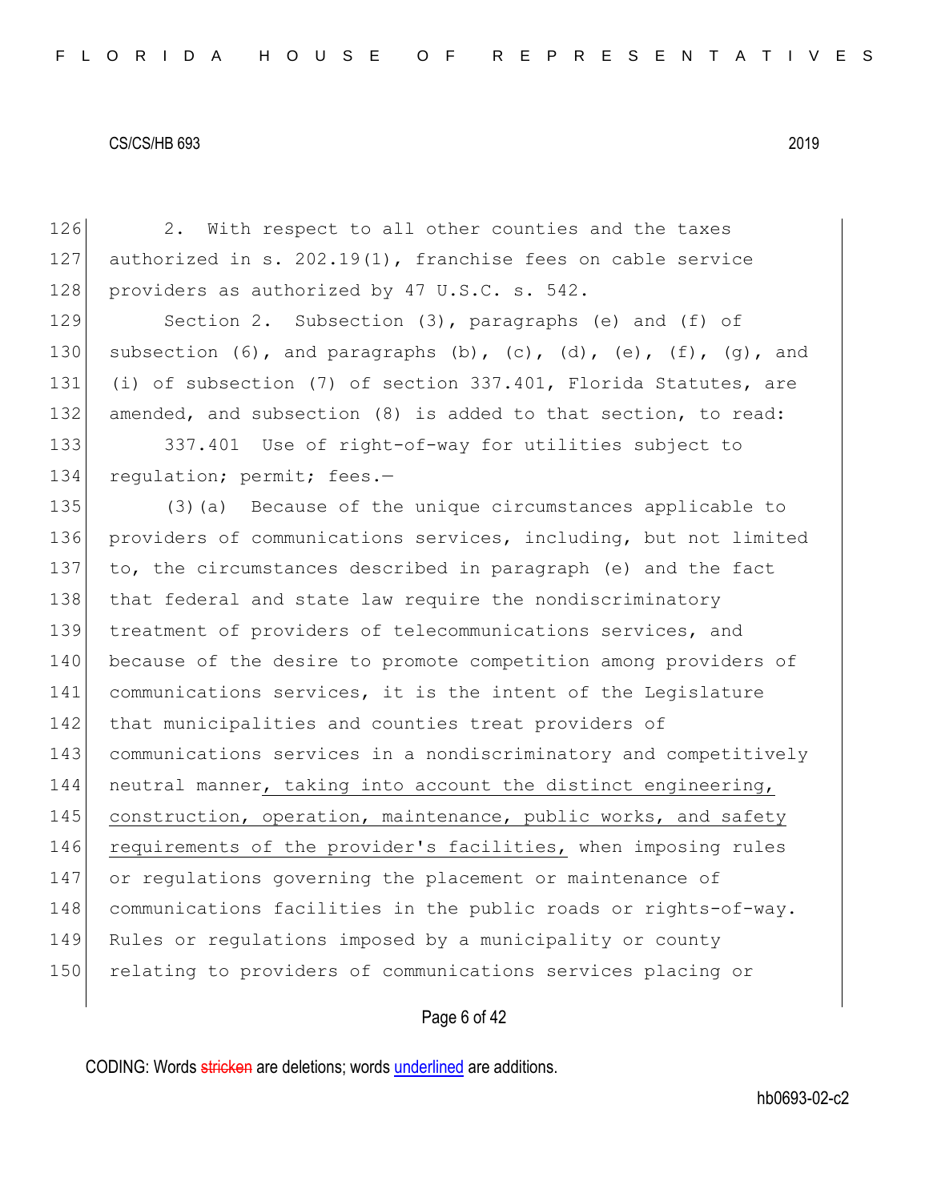2. With respect to all other counties and the taxes authorized in s. 202.19(1), franchise fees on cable service providers as authorized by 47 U.S.C. s. 542.

Section 2. Subsection (3), paragraphs (e) and (f) of subsection (6), and paragraphs (b), (c), (d), (e), (f), (g), and (i) of subsection (7) of section 337.401, Florida Statutes, are amended, and subsection (8) is added to that section, to read:

337.401 Use of right-of-way for utilities subject to regulation; permit; fees.—

(3)(a) Because of the unique circumstances applicable to providers of communications services, including, but not limited to, the circumstances described in paragraph (e) and the fact that federal and state law require the nondiscriminatory treatment of providers of telecommunications services, and because of the desire to promote competition among providers of communications services, it is the intent of the Legislature that municipalities and counties treat providers of communications services in a nondiscriminatory and competitively neutral manner, taking into account the distinct engineering, construction, operation, maintenance, public works, and safety requirements of the provider's facilities, when imposing rules or regulations governing the placement or maintenance of communications facilities in the public roads or rights-of-way. Rules or regulations imposed by a municipality or county relating to providers of communications services placing or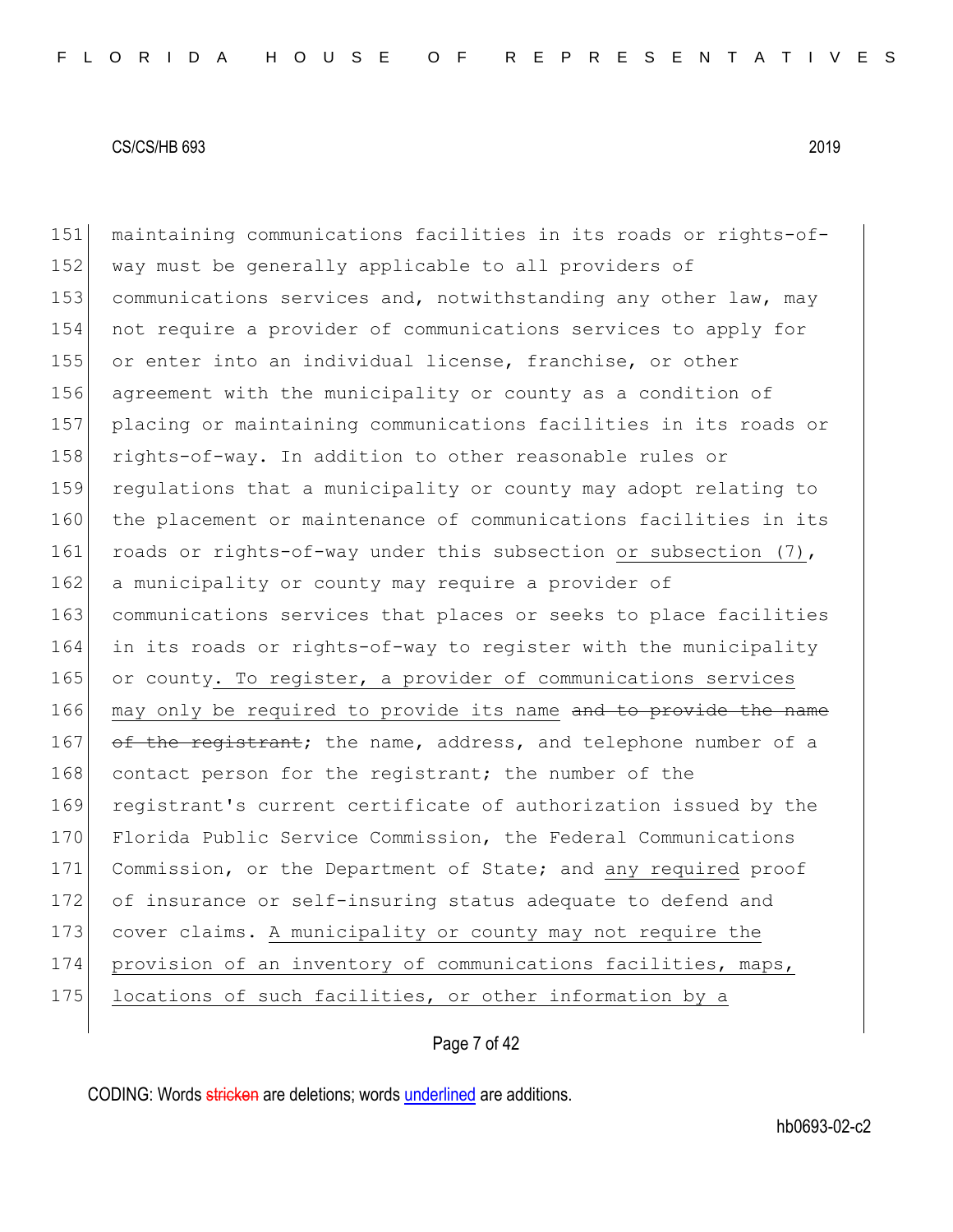151 maintaining communications facilities in its roads or rights-of-
152 way must be generally applicable to all providers of
153 communications services and, notwithstanding any other law, may
154 not require a provider of communications services to apply for
155 or enter into an individual license, franchise, or other
156 agreement with the municipality or county as a condition of
157 placing or maintaining communications facilities in its roads or
158 rights-of-way. In addition to other reasonable rules or
159 regulations that a municipality or county may adopt relating to
160 the placement or maintenance of communications facilities in its
161 roads or rights-of-way under this subsection <u>or subsection (7)</u>,
162 a municipality or county may require a provider of
163 communications services that places or seeks to place facilities
164 in its roads or rights-of-way to register with the municipality
165 or county<u>. To register, a provider of communications services</u>
166 <u>may only be required to provide its name</u> ~~and to provide the name~~
167 ~~of the registrant~~; the name, address, and telephone number of a
168 contact person for the registrant; the number of the
169 registrant's current certificate of authorization issued by the
170 Florida Public Service Commission, the Federal Communications
171 Commission, or the Department of State; and <u>any required</u> proof
172 of insurance or self-insuring status adequate to defend and
173 cover claims. <u>A municipality or county may not require the</u>
174 <u>provision of an inventory of communications facilities, maps,</u>
175 <u>locations of such facilities, or other information by a</u>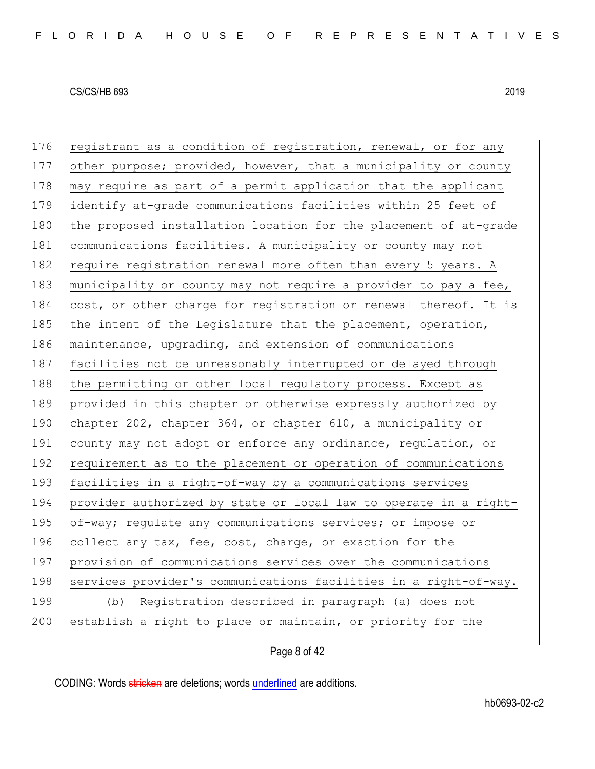176 registrant as a condition of registration, renewal, or for any
177 other purpose; provided, however, that a municipality or county
178 may require as part of a permit application that the applicant
179 identify at-grade communications facilities within 25 feet of
180 the proposed installation location for the placement of at-grade
181 communications facilities. A municipality or county may not
182 require registration renewal more often than every 5 years. A
183 municipality or county may not require a provider to pay a fee,
184 cost, or other charge for registration or renewal thereof. It is
185 the intent of the Legislature that the placement, operation,
186 maintenance, upgrading, and extension of communications
187 facilities not be unreasonably interrupted or delayed through
188 the permitting or other local regulatory process. Except as
189 provided in this chapter or otherwise expressly authorized by
190 chapter 202, chapter 364, or chapter 610, a municipality or
191 county may not adopt or enforce any ordinance, regulation, or
192 requirement as to the placement or operation of communications
193 facilities in a right-of-way by a communications services
194 provider authorized by state or local law to operate in a right-
195 of-way; regulate any communications services; or impose or
196 collect any tax, fee, cost, charge, or exaction for the
197 provision of communications services over the communications
198 services provider's communications facilities in a right-of-way.
199 (b) Registration described in paragraph (a) does not
200 establish a right to place or maintain, or priority for the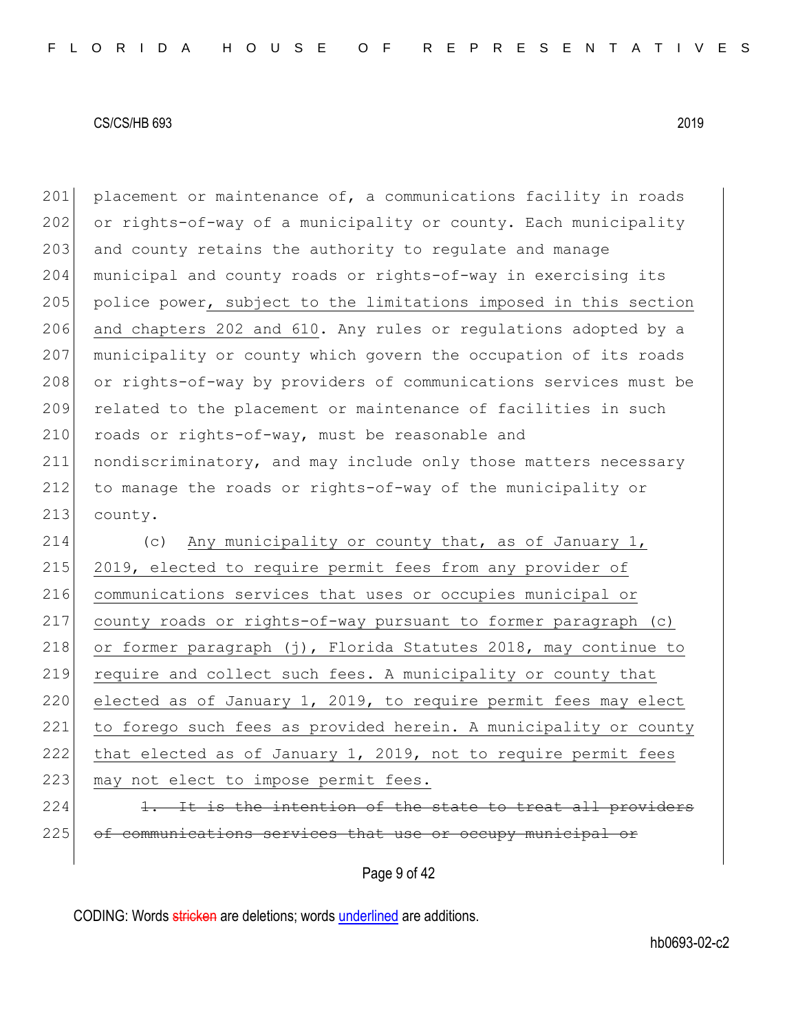placement or maintenance of, a communications facility in roads or rights-of-way of a municipality or county. Each municipality and county retains the authority to regulate and manage municipal and county roads or rights-of-way in exercising its police power, subject to the limitations imposed in this section and chapters 202 and 610. Any rules or regulations adopted by a municipality or county which govern the occupation of its roads or rights-of-way by providers of communications services must be related to the placement or maintenance of facilities in such roads or rights-of-way, must be reasonable and nondiscriminatory, and may include only those matters necessary to manage the roads or rights-of-way of the municipality or county.

(c) Any municipality or county that, as of January 1, 2019, elected to require permit fees from any provider of communications services that uses or occupies municipal or county roads or rights-of-way pursuant to former paragraph (c) or former paragraph (j), Florida Statutes 2018, may continue to require and collect such fees. A municipality or county that elected as of January 1, 2019, to require permit fees may elect to forego such fees as provided herein. A municipality or county that elected as of January 1, 2019, not to require permit fees may not elect to impose permit fees.

~~1. It is the intention of the state to treat all providers of communications services that use or occupy municipal or~~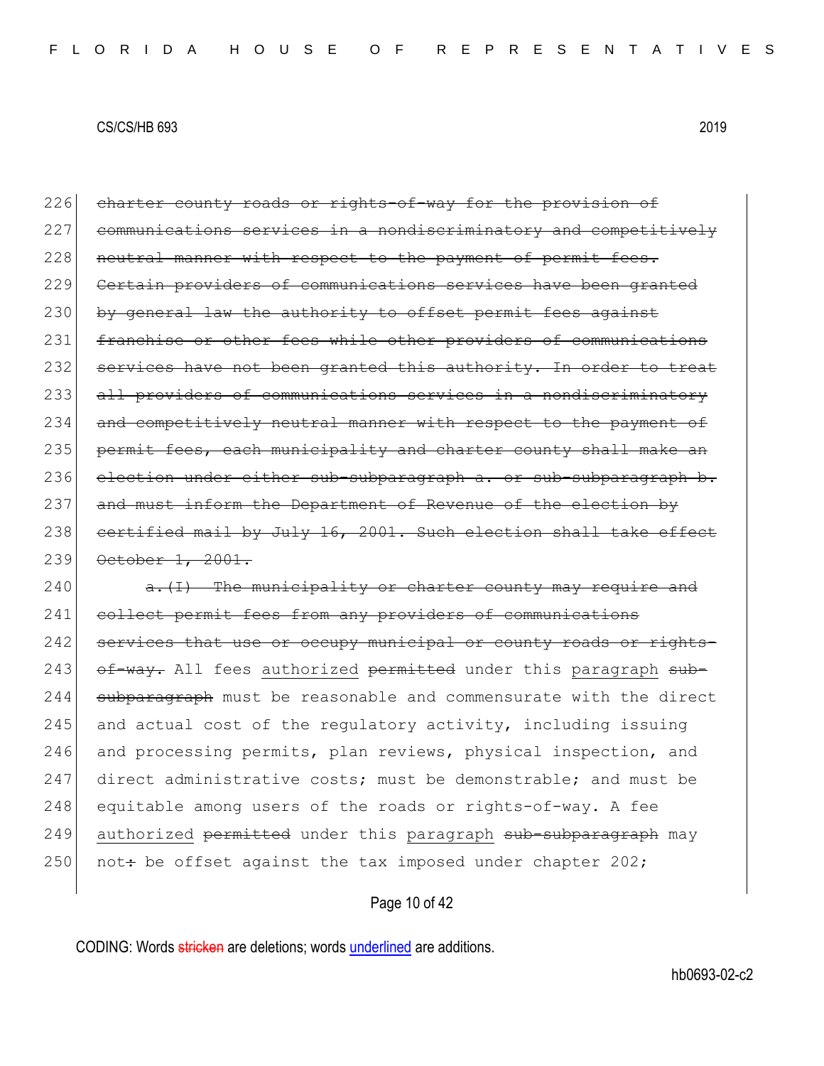226 ~~charter county roads or rights-of-way for the provision of~~
227 ~~communications services in a nondiscriminatory and competitively~~
228 ~~neutral manner with respect to the payment of permit fees.~~
229 ~~Certain providers of communications services have been granted~~
230 ~~by general law the authority to offset permit fees against~~
231 ~~franchise or other fees while other providers of communications~~
232 ~~services have not been granted this authority. In order to treat~~
233 ~~all providers of communications services in a nondiscriminatory~~
234 ~~and competitively neutral manner with respect to the payment of~~
235 ~~permit fees, each municipality and charter county shall make an~~
236 ~~election under either sub-subparagraph a. or sub-subparagraph b.~~
237 ~~and must inform the Department of Revenue of the election by~~
238 ~~certified mail by July 16, 2001. Such election shall take effect~~
239 ~~October 1, 2001.~~

240 ~~a.(I) The municipality or charter county may require and~~
241 ~~collect permit fees from any providers of communications~~
242 ~~services that use or occupy municipal or county roads or rights-~~
243 ~~of-way.~~ All fees authorized ~~permitted~~ under this paragraph ~~sub-~~
244 ~~subparagraph~~ must be reasonable and commensurate with the direct
245 and actual cost of the regulatory activity, including issuing
246 and processing permits, plan reviews, physical inspection, and
247 direct administrative costs; must be demonstrable; and must be
248 equitable among users of the roads or rights-of-way. A fee
249 authorized ~~permitted~~ under this paragraph ~~sub-subparagraph~~ may
250 not~~:~~ be offset against the tax imposed under chapter 202;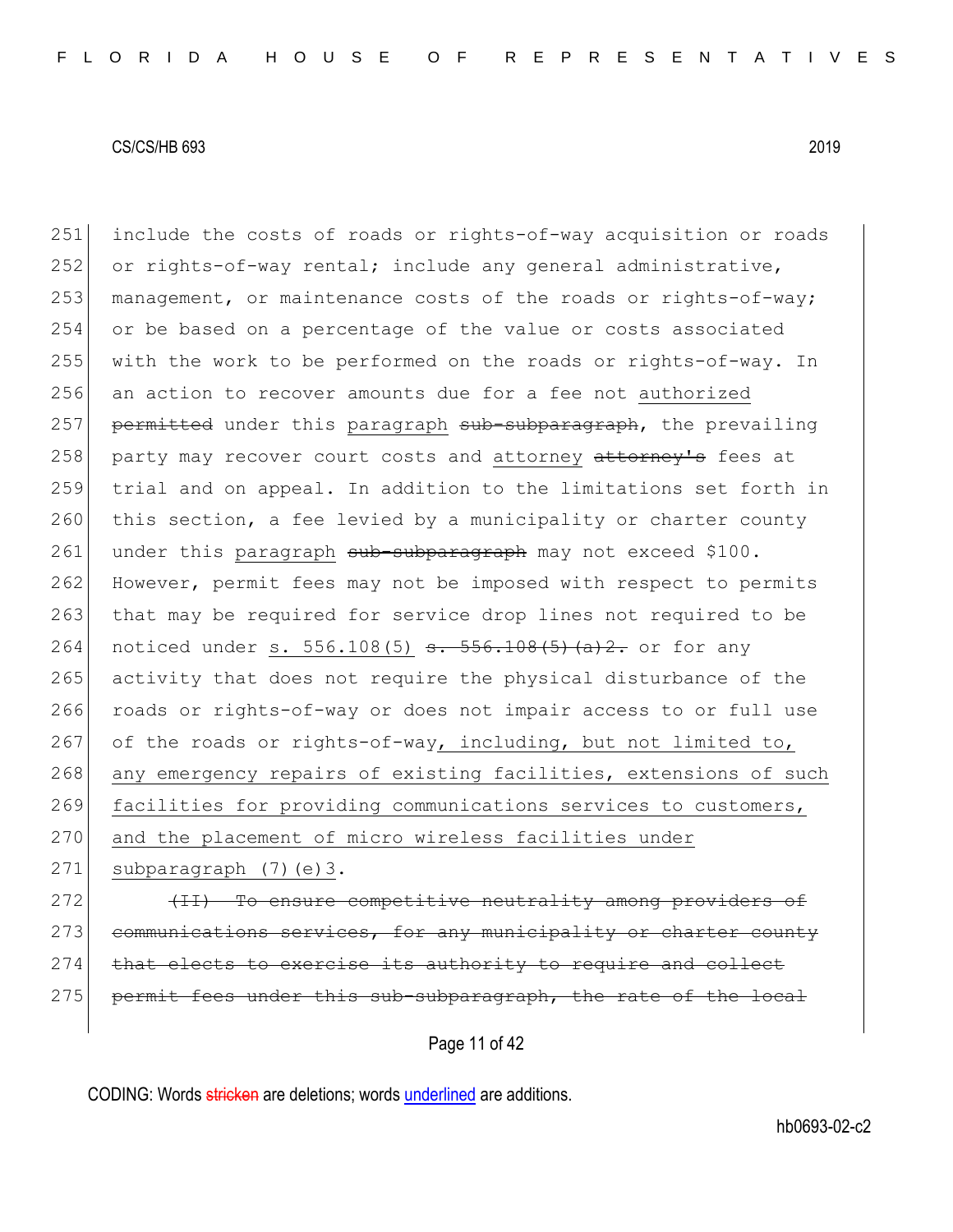include the costs of roads or rights-of-way acquisition or roads or rights-of-way rental; include any general administrative, management, or maintenance costs of the roads or rights-of-way; or be based on a percentage of the value or costs associated with the work to be performed on the roads or rights-of-way. In an action to recover amounts due for a fee not <u>authorized</u> ~~permitted~~ under this <u>paragraph</u> ~~sub-subparagraph~~, the prevailing party may recover court costs and <u>attorney</u> ~~attorney's~~ fees at trial and on appeal. In addition to the limitations set forth in this section, a fee levied by a municipality or charter county under this <u>paragraph</u> ~~sub-subparagraph~~ may not exceed $100. However, permit fees may not be imposed with respect to permits that may be required for service drop lines not required to be noticed under <u>s. 556.108(5)</u> ~~s. 556.108(5)(a)2.~~ or for any activity that does not require the physical disturbance of the roads or rights-of-way or does not impair access to or full use of the roads or rights-of-way<u>, including, but not limited to, any emergency repairs of existing facilities, extensions of such facilities for providing communications services to customers, and the placement of micro wireless facilities under subparagraph (7)(e)3</u>.

~~(II) To ensure competitive neutrality among providers of communications services, for any municipality or charter county that elects to exercise its authority to require and collect permit fees under this sub-subparagraph, the rate of the local~~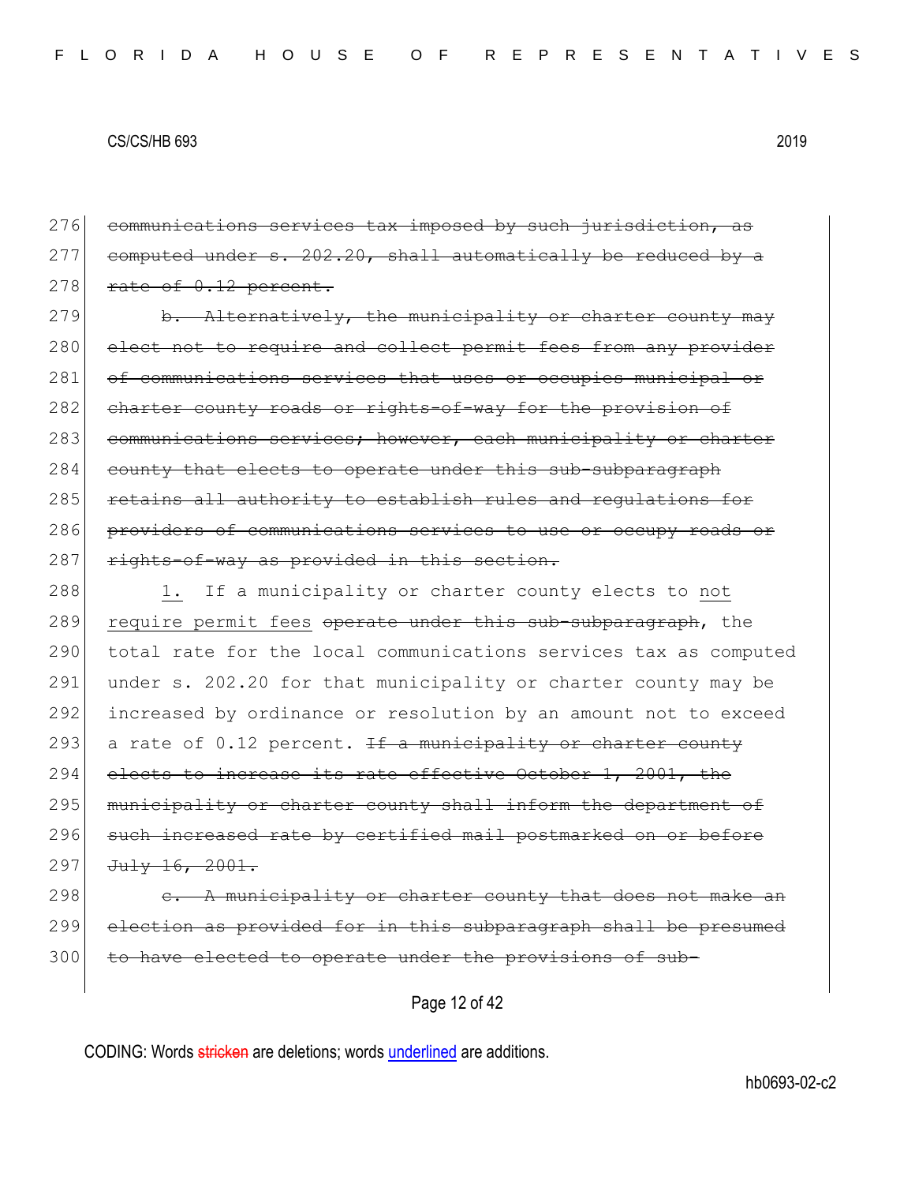276 ~~communications services tax imposed by such jurisdiction, as~~
277 ~~computed under s. 202.20, shall automatically be reduced by a~~
278 ~~rate of 0.12 percent.~~

279 ~~b. Alternatively, the municipality or charter county may~~
280 ~~elect not to require and collect permit fees from any provider~~
281 ~~of communications services that uses or occupies municipal or~~
282 ~~charter county roads or rights-of-way for the provision of~~
283 ~~communications services; however, each municipality or charter~~
284 ~~county that elects to operate under this sub-subparagraph~~
285 ~~retains all authority to establish rules and regulations for~~
286 ~~providers of communications services to use or occupy roads or~~
287 ~~rights-of-way as provided in this section.~~

288 <u>1.</u> If a municipality or charter county elects to <u>not</u>
289 <u>require permit fees</u> ~~operate under this sub-subparagraph~~, the
290 total rate for the local communications services tax as computed
291 under s. 202.20 for that municipality or charter county may be
292 increased by ordinance or resolution by an amount not to exceed
293 a rate of 0.12 percent. ~~If a municipality or charter county~~
294 ~~elects to increase its rate effective October 1, 2001, the~~
295 ~~municipality or charter county shall inform the department of~~
296 ~~such increased rate by certified mail postmarked on or before~~
297 ~~July 16, 2001.~~

298 ~~c. A municipality or charter county that does not make an~~
299 ~~election as provided for in this subparagraph shall be presumed~~
300 ~~to have elected to operate under the provisions of sub-~~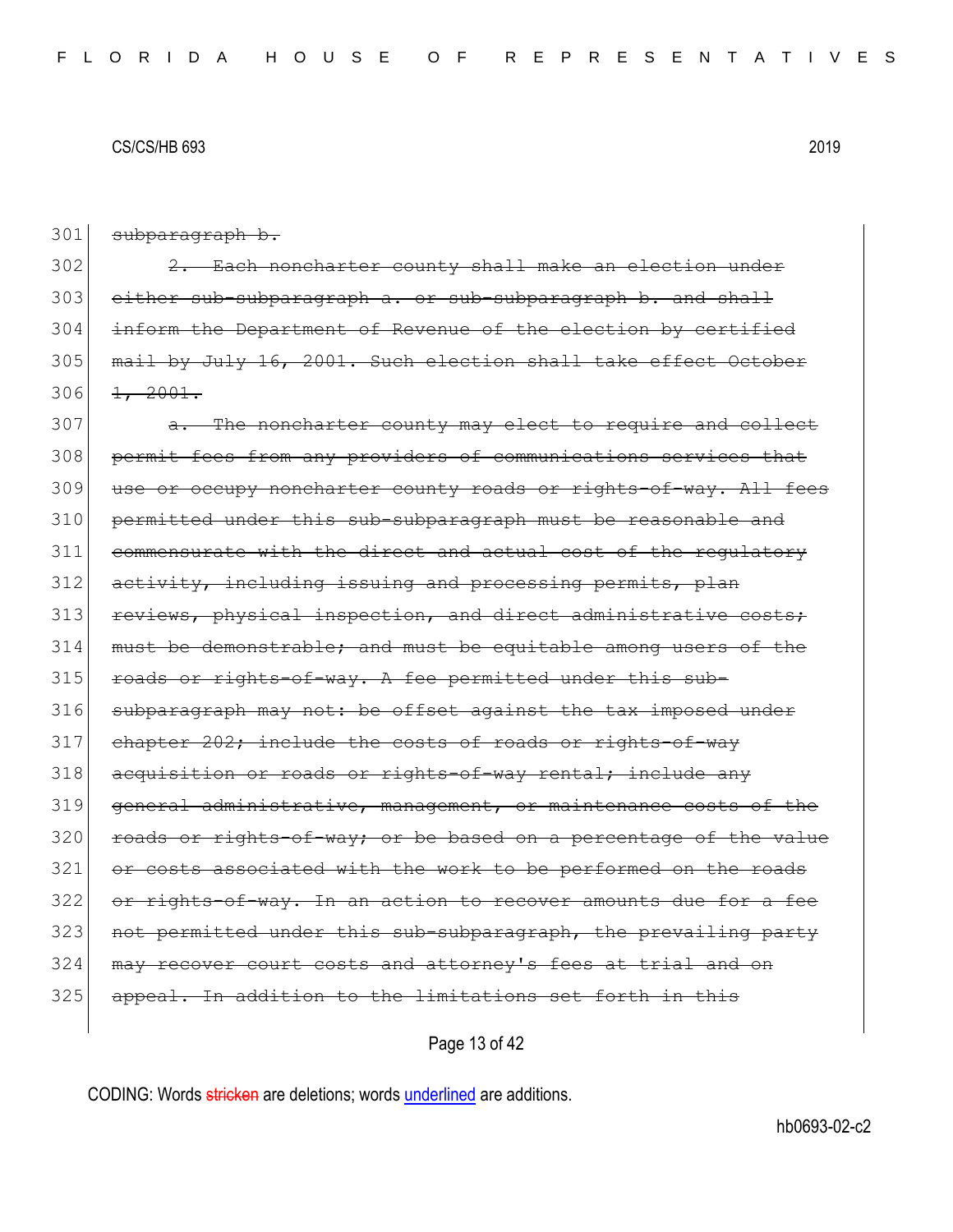301 ~~subparagraph b.~~

302 ~~2. Each noncharter county shall make an election under~~
303 ~~either sub-subparagraph a. or sub-subparagraph b. and shall~~
304 ~~inform the Department of Revenue of the election by certified~~
305 ~~mail by July 16, 2001. Such election shall take effect October~~
306 ~~1, 2001.~~

307 ~~a. The noncharter county may elect to require and collect~~
308 ~~permit fees from any providers of communications services that~~
309 ~~use or occupy noncharter county roads or rights-of-way. All fees~~
310 ~~permitted under this sub-subparagraph must be reasonable and~~
311 ~~commensurate with the direct and actual cost of the regulatory~~
312 ~~activity, including issuing and processing permits, plan~~
313 ~~reviews, physical inspection, and direct administrative costs;~~
314 ~~must be demonstrable; and must be equitable among users of the~~
315 ~~roads or rights-of-way. A fee permitted under this sub-~~
316 ~~subparagraph may not: be offset against the tax imposed under~~
317 ~~chapter 202; include the costs of roads or rights-of-way~~
318 ~~acquisition or roads or rights-of-way rental; include any~~
319 ~~general administrative, management, or maintenance costs of the~~
320 ~~roads or rights-of-way; or be based on a percentage of the value~~
321 ~~or costs associated with the work to be performed on the roads~~
322 ~~or rights-of-way. In an action to recover amounts due for a fee~~
323 ~~not permitted under this sub-subparagraph, the prevailing party~~
324 ~~may recover court costs and attorney's fees at trial and on~~
325 ~~appeal. In addition to the limitations set forth in this~~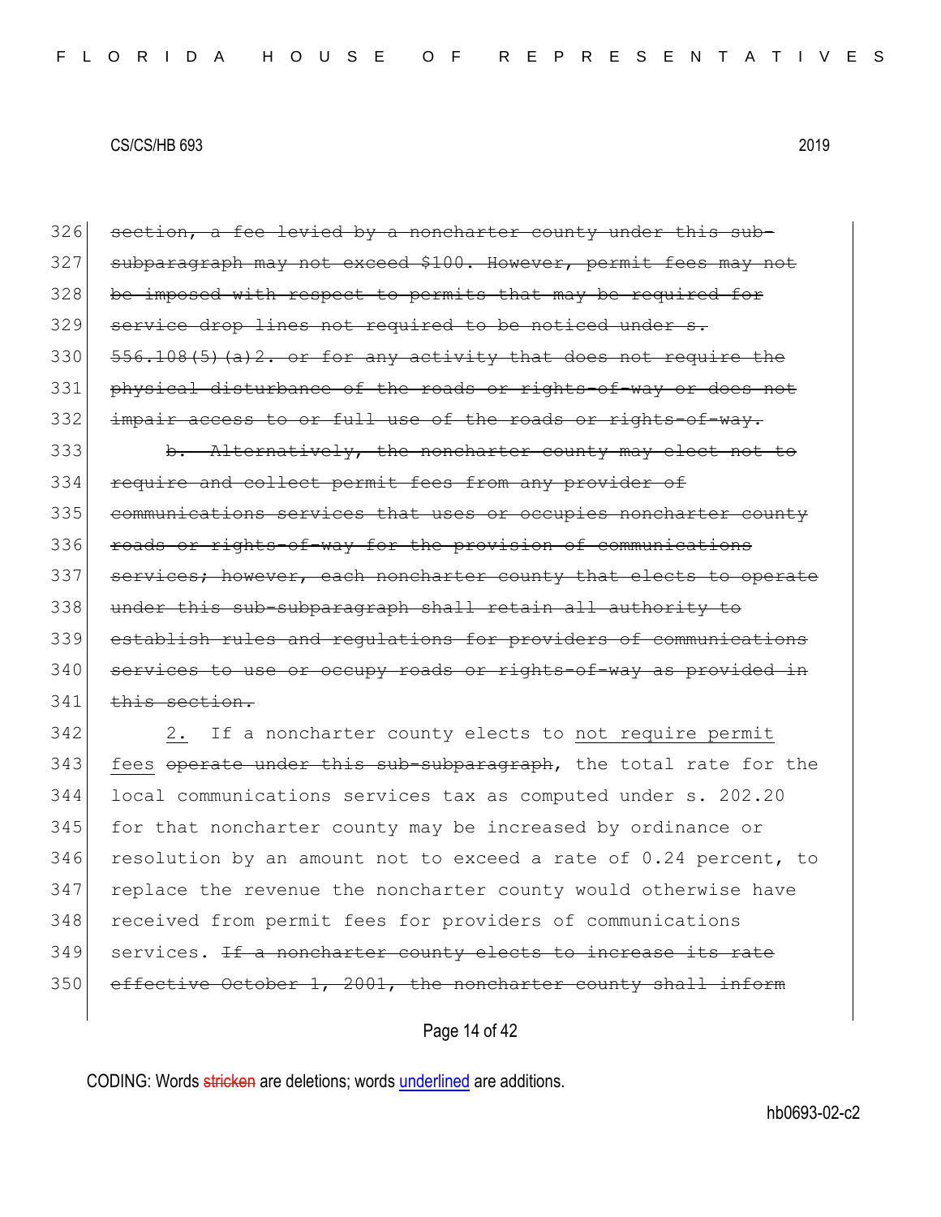326 ~~section, a fee levied by a noncharter county under this sub-~~
327 ~~subparagraph may not exceed $100. However, permit fees may not~~
328 ~~be imposed with respect to permits that may be required for~~
329 ~~service drop lines not required to be noticed under s.~~
330 ~~556.108(5)(a)2. or for any activity that does not require the~~
331 ~~physical disturbance of the roads or rights-of-way or does not~~
332 ~~impair access to or full use of the roads or rights-of-way.~~
333 ~~b. Alternatively, the noncharter county may elect not to~~
334 ~~require and collect permit fees from any provider of~~
335 ~~communications services that uses or occupies noncharter county~~
336 ~~roads or rights-of-way for the provision of communications~~
337 ~~services; however, each noncharter county that elects to operate~~
338 ~~under this sub-subparagraph shall retain all authority to~~
339 ~~establish rules and regulations for providers of communications~~
340 ~~services to use or occupy roads or rights-of-way as provided in~~
341 ~~this section.~~
342 <u>2.</u> If a noncharter county elects to <u>not require permit</u>
343 <u>fees</u> ~~operate under this sub-subparagraph~~, the total rate for the
344 local communications services tax as computed under s. 202.20
345 for that noncharter county may be increased by ordinance or
346 resolution by an amount not to exceed a rate of 0.24 percent, to
347 replace the revenue the noncharter county would otherwise have
348 received from permit fees for providers of communications
349 services. ~~If a noncharter county elects to increase its rate~~
350 ~~effective October 1, 2001, the noncharter county shall inform~~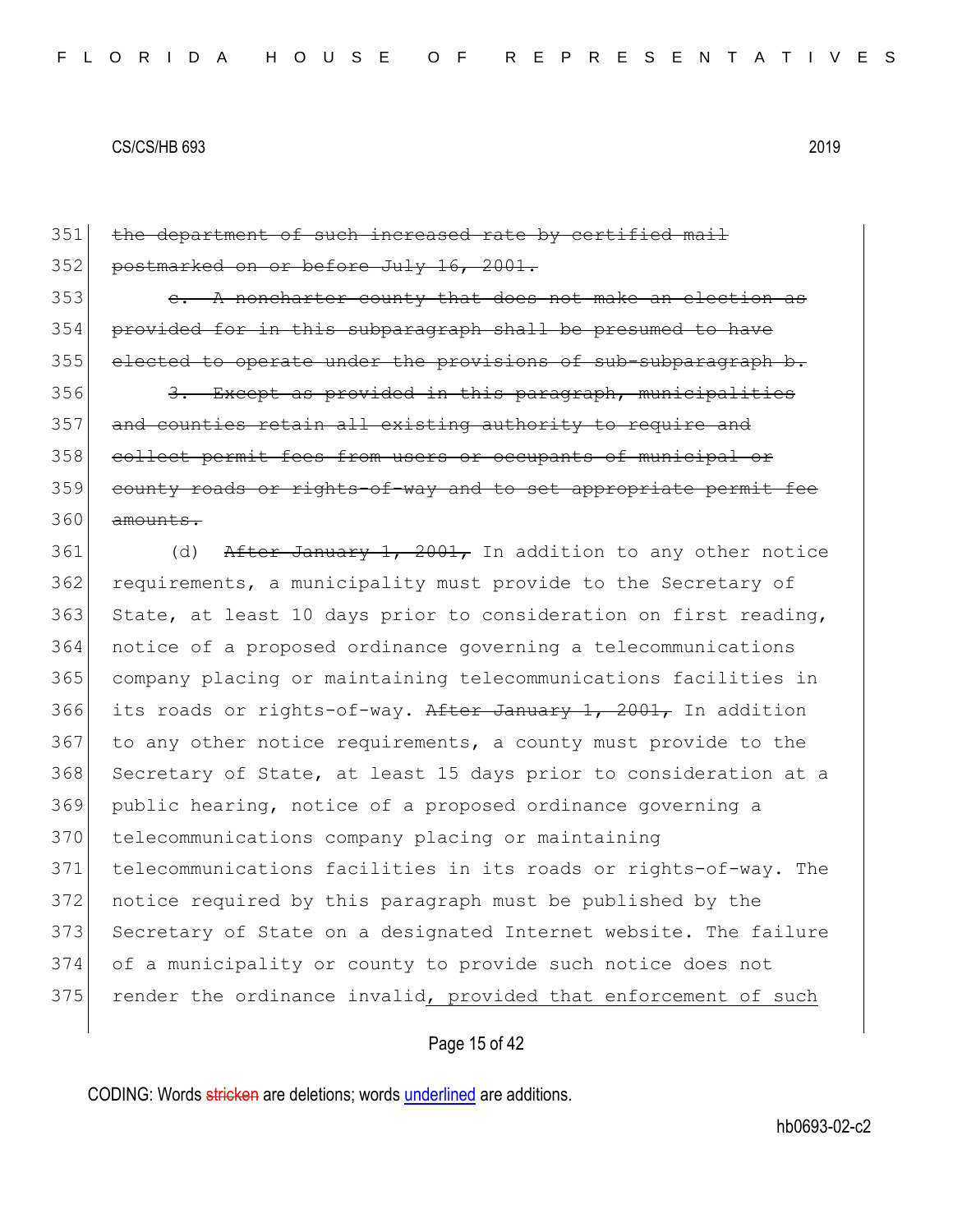351 ~~the department of such increased rate by certified mail~~
352 ~~postmarked on or before July 16, 2001.~~
353 ~~c. A noncharter county that does not make an election as~~
354 ~~provided for in this subparagraph shall be presumed to have~~
355 ~~elected to operate under the provisions of sub-subparagraph b.~~
356 ~~3. Except as provided in this paragraph, municipalities~~
357 ~~and counties retain all existing authority to require and~~
358 ~~collect permit fees from users or occupants of municipal or~~
359 ~~county roads or rights-of-way and to set appropriate permit fee~~
360 ~~amounts.~~
361 (d) ~~After January 1, 2001,~~ In addition to any other notice
362 requirements, a municipality must provide to the Secretary of
363 State, at least 10 days prior to consideration on first reading,
364 notice of a proposed ordinance governing a telecommunications
365 company placing or maintaining telecommunications facilities in
366 its roads or rights-of-way. ~~After January 1, 2001,~~ In addition
367 to any other notice requirements, a county must provide to the
368 Secretary of State, at least 15 days prior to consideration at a
369 public hearing, notice of a proposed ordinance governing a
370 telecommunications company placing or maintaining
371 telecommunications facilities in its roads or rights-of-way. The
372 notice required by this paragraph must be published by the
373 Secretary of State on a designated Internet website. The failure
374 of a municipality or county to provide such notice does not
375 render the ordinance invalid<u>, provided that enforcement of such</u>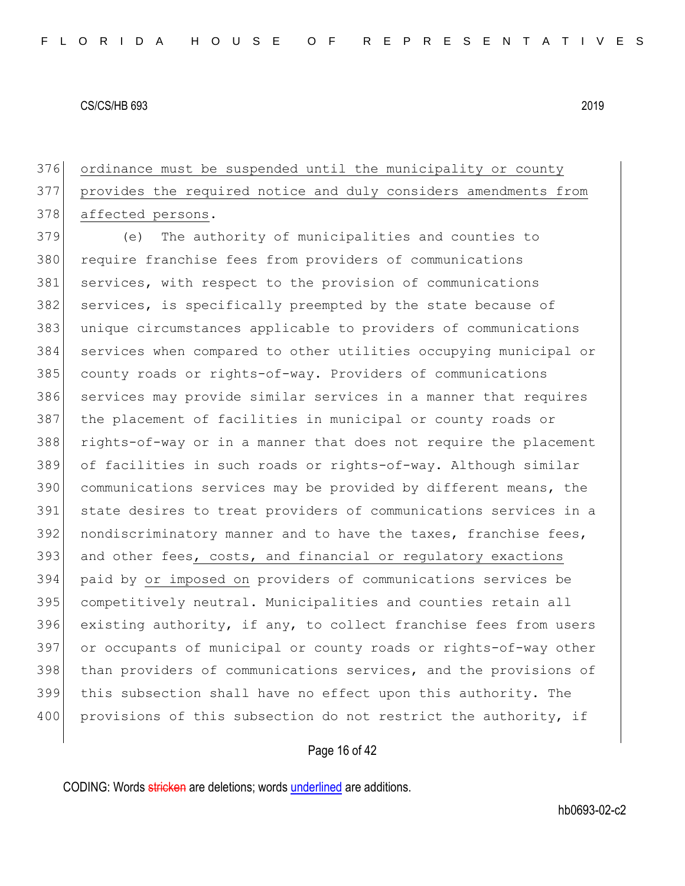ordinance must be suspended until the municipality or county provides the required notice and duly considers amendments from affected persons.

(e) The authority of municipalities and counties to require franchise fees from providers of communications services, with respect to the provision of communications services, is specifically preempted by the state because of unique circumstances applicable to providers of communications services when compared to other utilities occupying municipal or county roads or rights-of-way. Providers of communications services may provide similar services in a manner that requires the placement of facilities in municipal or county roads or rights-of-way or in a manner that does not require the placement of facilities in such roads or rights-of-way. Although similar communications services may be provided by different means, the state desires to treat providers of communications services in a nondiscriminatory manner and to have the taxes, franchise fees, and other fees, costs, and financial or regulatory exactions paid by or imposed on providers of communications services be competitively neutral. Municipalities and counties retain all existing authority, if any, to collect franchise fees from users or occupants of municipal or county roads or rights-of-way other than providers of communications services, and the provisions of this subsection shall have no effect upon this authority. The provisions of this subsection do not restrict the authority, if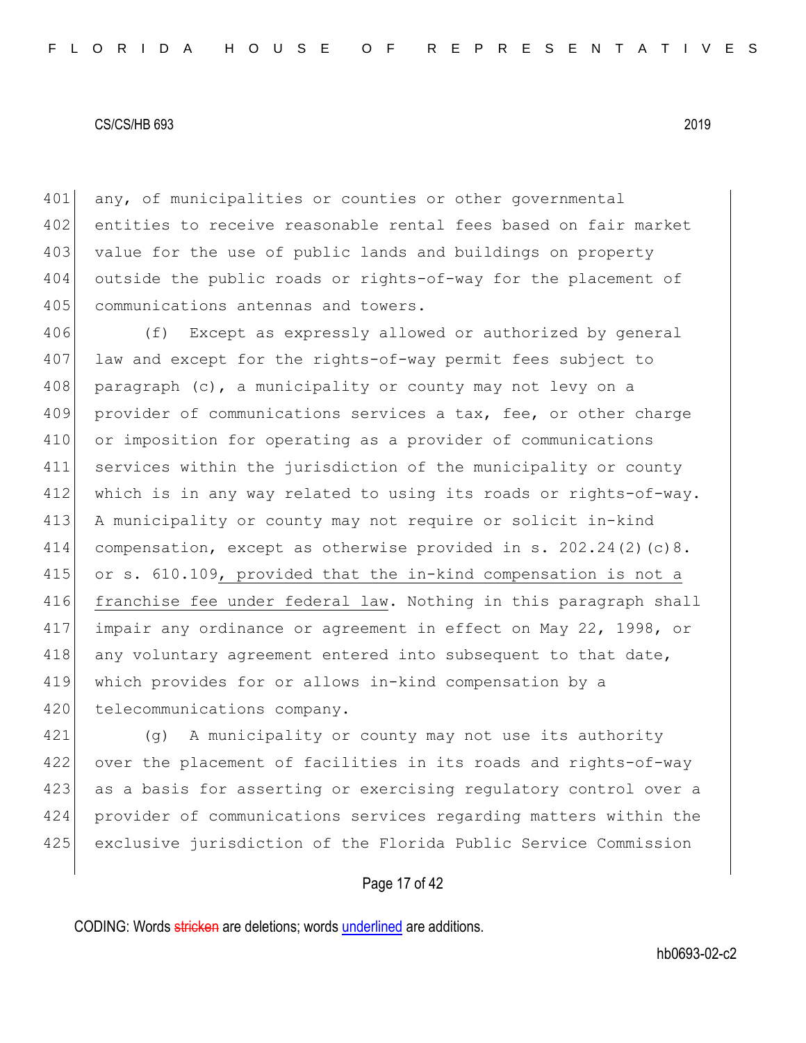any, of municipalities or counties or other governmental entities to receive reasonable rental fees based on fair market value for the use of public lands and buildings on property outside the public roads or rights-of-way for the placement of communications antennas and towers.

(f) Except as expressly allowed or authorized by general law and except for the rights-of-way permit fees subject to paragraph (c), a municipality or county may not levy on a provider of communications services a tax, fee, or other charge or imposition for operating as a provider of communications services within the jurisdiction of the municipality or county which is in any way related to using its roads or rights-of-way. A municipality or county may not require or solicit in-kind compensation, except as otherwise provided in s. 202.24(2)(c)8. or s. 610.109<u>, provided that the in-kind compensation is not a franchise fee under federal law</u>. Nothing in this paragraph shall impair any ordinance or agreement in effect on May 22, 1998, or any voluntary agreement entered into subsequent to that date, which provides for or allows in-kind compensation by a telecommunications company.

(g) A municipality or county may not use its authority over the placement of facilities in its roads and rights-of-way as a basis for asserting or exercising regulatory control over a provider of communications services regarding matters within the exclusive jurisdiction of the Florida Public Service Commission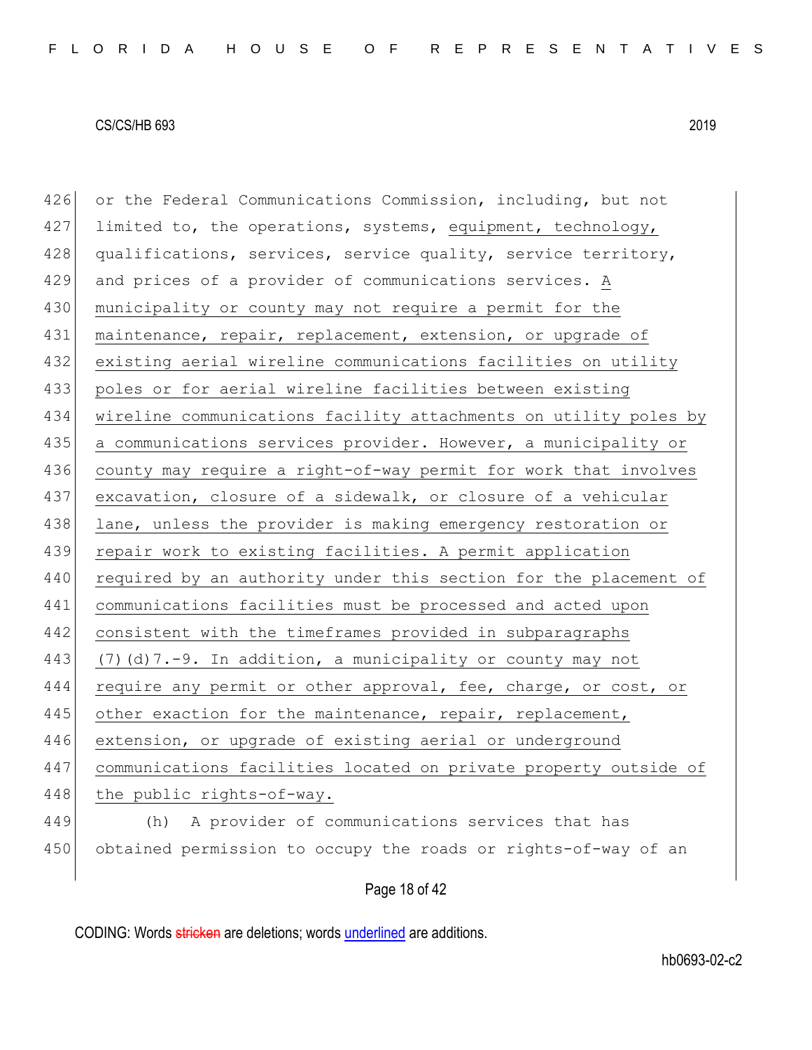or the Federal Communications Commission, including, but not limited to, the operations, systems, equipment, technology, qualifications, services, service quality, service territory, and prices of a provider of communications services. A municipality or county may not require a permit for the maintenance, repair, replacement, extension, or upgrade of existing aerial wireline communications facilities on utility poles or for aerial wireline facilities between existing wireline communications facility attachments on utility poles by a communications services provider. However, a municipality or county may require a right-of-way permit for work that involves excavation, closure of a sidewalk, or closure of a vehicular lane, unless the provider is making emergency restoration or repair work to existing facilities. A permit application required by an authority under this section for the placement of communications facilities must be processed and acted upon consistent with the timeframes provided in subparagraphs (7)(d)7.-9. In addition, a municipality or county may not require any permit or other approval, fee, charge, or cost, or other exaction for the maintenance, repair, replacement, extension, or upgrade of existing aerial or underground communications facilities located on private property outside of the public rights-of-way.

(h) A provider of communications services that has obtained permission to occupy the roads or rights-of-way of an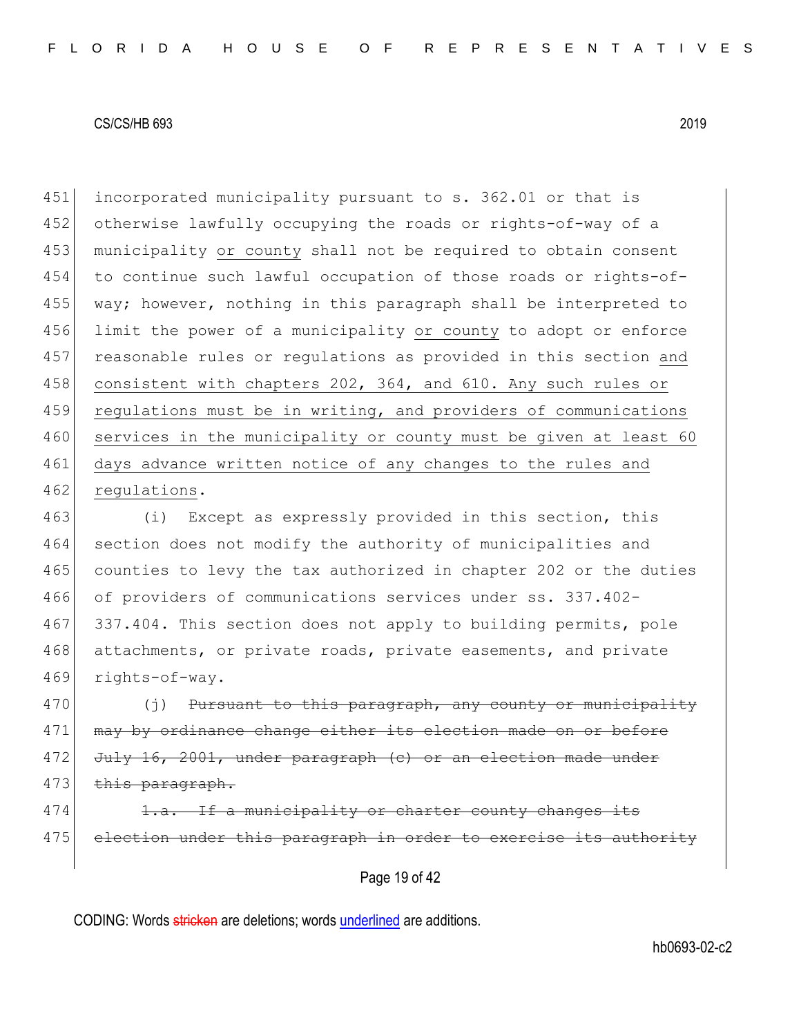451 incorporated municipality pursuant to s. 362.01 or that is
452 otherwise lawfully occupying the roads or rights-of-way of a
453 municipality <u>or county</u> shall not be required to obtain consent
454 to continue such lawful occupation of those roads or rights-of-
455 way; however, nothing in this paragraph shall be interpreted to
456 limit the power of a municipality <u>or county</u> to adopt or enforce
457 reasonable rules or regulations as provided in this section <u>and</u>
458 <u>consistent with chapters 202, 364, and 610. Any such rules or</u>
459 <u>regulations must be in writing, and providers of communications</u>
460 <u>services in the municipality or county must be given at least 60</u>
461 <u>days advance written notice of any changes to the rules and</u>
462 <u>regulations</u>.

463 (i) Except as expressly provided in this section, this
464 section does not modify the authority of municipalities and
465 counties to levy the tax authorized in chapter 202 or the duties
466 of providers of communications services under ss. 337.402-
467 337.404. This section does not apply to building permits, pole
468 attachments, or private roads, private easements, and private
469 rights-of-way.

470 (j) ~~Pursuant to this paragraph, any county or municipality~~
471 ~~may by ordinance change either its election made on or before~~
472 ~~July 16, 2001, under paragraph (c) or an election made under~~
473 ~~this paragraph.~~

474 ~~1.a. If a municipality or charter county changes its~~
475 ~~election under this paragraph in order to exercise its authority~~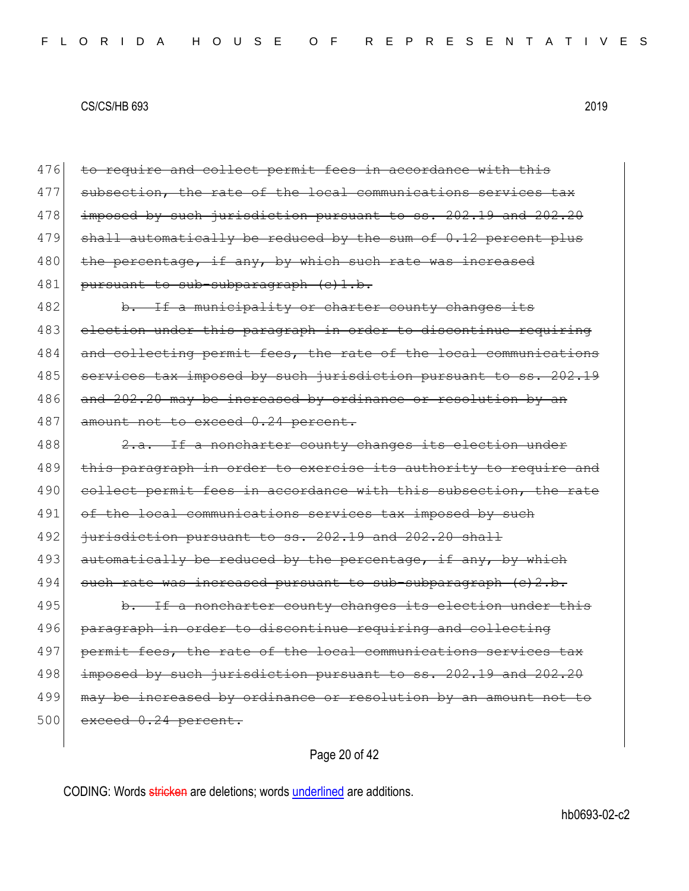476 ~~to require and collect permit fees in accordance with this~~
477 ~~subsection, the rate of the local communications services tax~~
478 ~~imposed by such jurisdiction pursuant to ss. 202.19 and 202.20~~
479 ~~shall automatically be reduced by the sum of 0.12 percent plus~~
480 ~~the percentage, if any, by which such rate was increased~~
481 ~~pursuant to sub-subparagraph (c)1.b.~~

482 ~~b. If a municipality or charter county changes its~~
483 ~~election under this paragraph in order to discontinue requiring~~
484 ~~and collecting permit fees, the rate of the local communications~~
485 ~~services tax imposed by such jurisdiction pursuant to ss. 202.19~~
486 ~~and 202.20 may be increased by ordinance or resolution by an~~
487 ~~amount not to exceed 0.24 percent.~~

488 ~~2.a. If a noncharter county changes its election under~~
489 ~~this paragraph in order to exercise its authority to require and~~
490 ~~collect permit fees in accordance with this subsection, the rate~~
491 ~~of the local communications services tax imposed by such~~
492 ~~jurisdiction pursuant to ss. 202.19 and 202.20 shall~~
493 ~~automatically be reduced by the percentage, if any, by which~~
494 ~~such rate was increased pursuant to sub-subparagraph (c)2.b.~~

495 ~~b. If a noncharter county changes its election under this~~
496 ~~paragraph in order to discontinue requiring and collecting~~
497 ~~permit fees, the rate of the local communications services tax~~
498 ~~imposed by such jurisdiction pursuant to ss. 202.19 and 202.20~~
499 ~~may be increased by ordinance or resolution by an amount not to~~
500 ~~exceed 0.24 percent.~~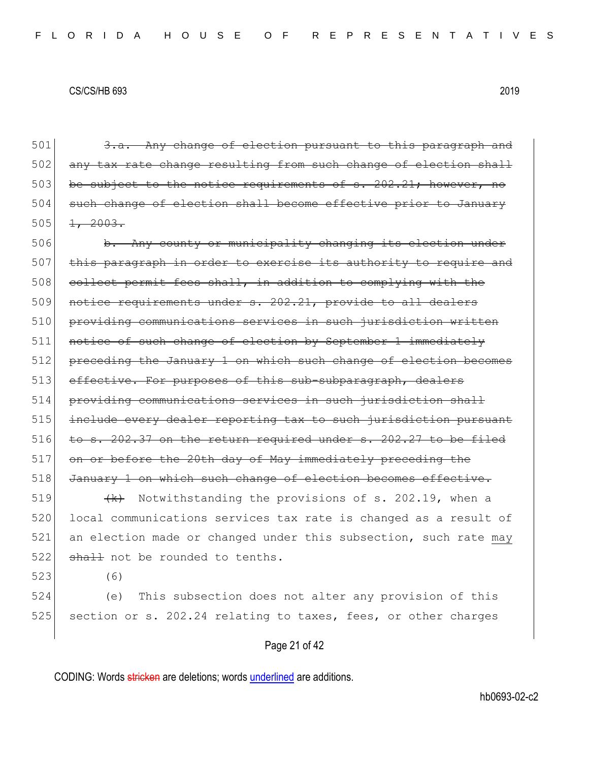~~3.a. Any change of election pursuant to this paragraph and any tax rate change resulting from such change of election shall be subject to the notice requirements of s. 202.21; however, no such change of election shall become effective prior to January 1, 2003.~~

~~b. Any county or municipality changing its election under this paragraph in order to exercise its authority to require and collect permit fees shall, in addition to complying with the notice requirements under s. 202.21, provide to all dealers providing communications services in such jurisdiction written notice of such change of election by September 1 immediately preceding the January 1 on which such change of election becomes effective. For purposes of this sub-subparagraph, dealers providing communications services in such jurisdiction shall include every dealer reporting tax to such jurisdiction pursuant to s. 202.37 on the return required under s. 202.27 to be filed on or before the 20th day of May immediately preceding the January 1 on which such change of election becomes effective.~~

~~(k)~~ Notwithstanding the provisions of s. 202.19, when a local communications services tax rate is changed as a result of an election made or changed under this subsection, such rate <u>may</u> ~~shall~~ not be rounded to tenths.

(6)

(e) This subsection does not alter any provision of this section or s. 202.24 relating to taxes, fees, or other charges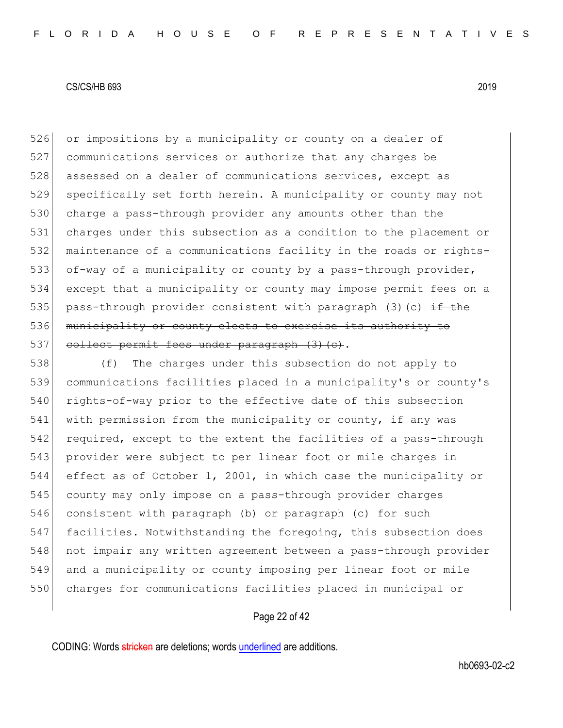526 or impositions by a municipality or county on a dealer of
527 communications services or authorize that any charges be
528 assessed on a dealer of communications services, except as
529 specifically set forth herein. A municipality or county may not
530 charge a pass-through provider any amounts other than the
531 charges under this subsection as a condition to the placement or
532 maintenance of a communications facility in the roads or rights-
533 of-way of a municipality or county by a pass-through provider,
534 except that a municipality or county may impose permit fees on a
535 pass-through provider consistent with paragraph (3)(c) ~~if the~~
536 ~~municipality or county elects to exercise its authority to~~
537 ~~collect permit fees under paragraph (3)(c)~~.

538 (f) The charges under this subsection do not apply to
539 communications facilities placed in a municipality's or county's
540 rights-of-way prior to the effective date of this subsection
541 with permission from the municipality or county, if any was
542 required, except to the extent the facilities of a pass-through
543 provider were subject to per linear foot or mile charges in
544 effect as of October 1, 2001, in which case the municipality or
545 county may only impose on a pass-through provider charges
546 consistent with paragraph (b) or paragraph (c) for such
547 facilities. Notwithstanding the foregoing, this subsection does
548 not impair any written agreement between a pass-through provider
549 and a municipality or county imposing per linear foot or mile
550 charges for communications facilities placed in municipal or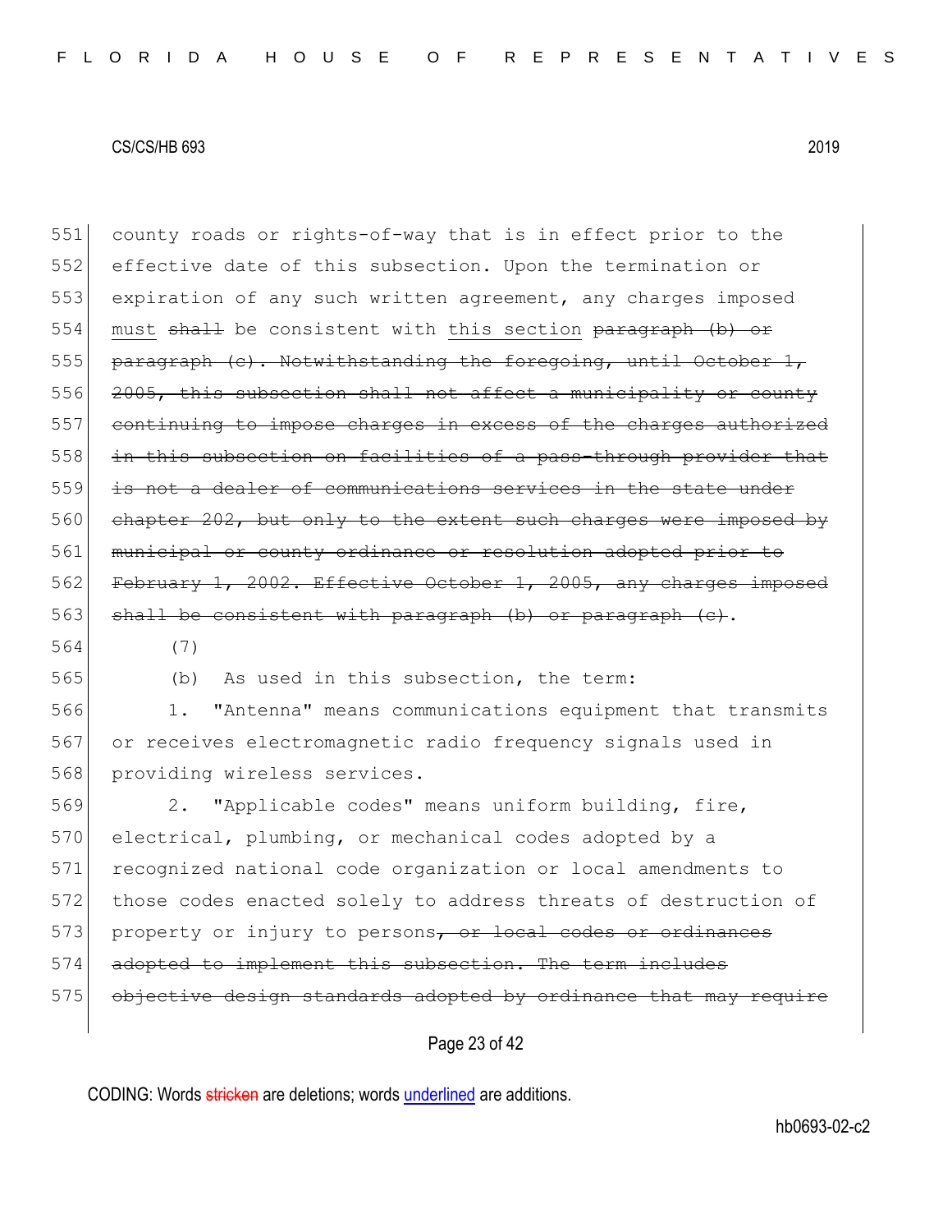county roads or rights-of-way that is in effect prior to the effective date of this subsection. Upon the termination or expiration of any such written agreement, any charges imposed <u>must</u> ~~shall~~ be consistent with <u>this section</u> ~~paragraph (b) or paragraph (c). Notwithstanding the foregoing, until October 1, 2005, this subsection shall not affect a municipality or county continuing to impose charges in excess of the charges authorized in this subsection on facilities of a pass-through provider that is not a dealer of communications services in the state under chapter 202, but only to the extent such charges were imposed by municipal or county ordinance or resolution adopted prior to February 1, 2002. Effective October 1, 2005, any charges imposed shall be consistent with paragraph (b) or paragraph (c)~~.

(7)

(b) As used in this subsection, the term:

1. "Antenna" means communications equipment that transmits or receives electromagnetic radio frequency signals used in providing wireless services.

2. "Applicable codes" means uniform building, fire, electrical, plumbing, or mechanical codes adopted by a recognized national code organization or local amendments to those codes enacted solely to address threats of destruction of property or injury to persons~~, or local codes or ordinances adopted to implement this subsection. The term includes objective design standards adopted by ordinance that may require~~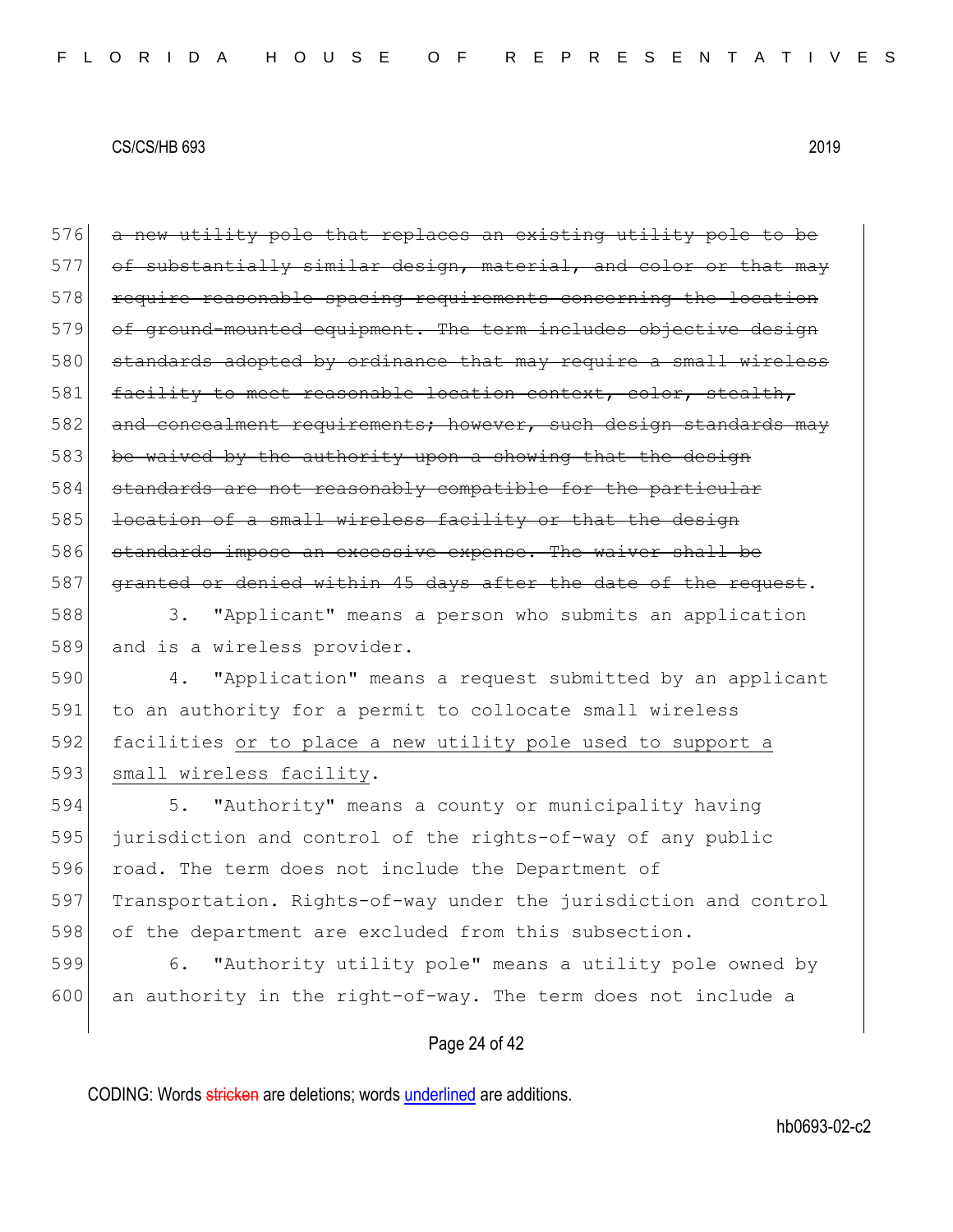576 ~~a new utility pole that replaces an existing utility pole to be~~
577 ~~of substantially similar design, material, and color or that may~~
578 ~~require reasonable spacing requirements concerning the location~~
579 ~~of ground-mounted equipment. The term includes objective design~~
580 ~~standards adopted by ordinance that may require a small wireless~~
581 ~~facility to meet reasonable location context, color, stealth,~~
582 ~~and concealment requirements; however, such design standards may~~
583 ~~be waived by the authority upon a showing that the design~~
584 ~~standards are not reasonably compatible for the particular~~
585 ~~location of a small wireless facility or that the design~~
586 ~~standards impose an excessive expense. The waiver shall be~~
587 ~~granted or denied within 45 days after the date of the request~~.

588 3. "Applicant" means a person who submits an application
589 and is a wireless provider.

590 4. "Application" means a request submitted by an applicant
591 to an authority for a permit to collocate small wireless
592 facilities <u>or to place a new utility pole used to support a</u>
593 <u>small wireless facility</u>.

594 5. "Authority" means a county or municipality having
595 jurisdiction and control of the rights-of-way of any public
596 road. The term does not include the Department of
597 Transportation. Rights-of-way under the jurisdiction and control
598 of the department are excluded from this subsection.

599 6. "Authority utility pole" means a utility pole owned by
600 an authority in the right-of-way. The term does not include a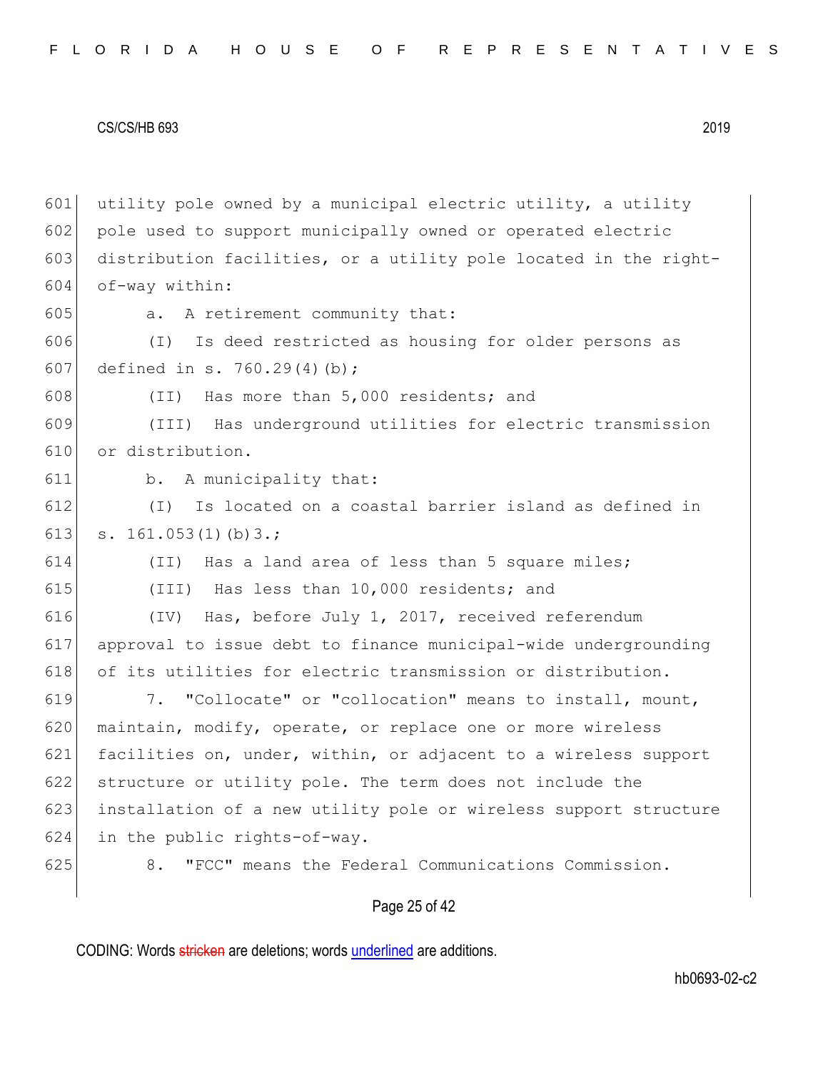utility pole owned by a municipal electric utility, a utility pole used to support municipally owned or operated electric distribution facilities, or a utility pole located in the right-of-way within:

a. A retirement community that:

(I) Is deed restricted as housing for older persons as defined in s. 760.29(4)(b);

(II) Has more than 5,000 residents; and

(III) Has underground utilities for electric transmission or distribution.

b. A municipality that:

(I) Is located on a coastal barrier island as defined in s. 161.053(1)(b)3.;

(II) Has a land area of less than 5 square miles;

(III) Has less than 10,000 residents; and

(IV) Has, before July 1, 2017, received referendum approval to issue debt to finance municipal-wide undergrounding of its utilities for electric transmission or distribution.

7. "Collocate" or "collocation" means to install, mount, maintain, modify, operate, or replace one or more wireless facilities on, under, within, or adjacent to a wireless support structure or utility pole. The term does not include the installation of a new utility pole or wireless support structure in the public rights-of-way.

8. "FCC" means the Federal Communications Commission.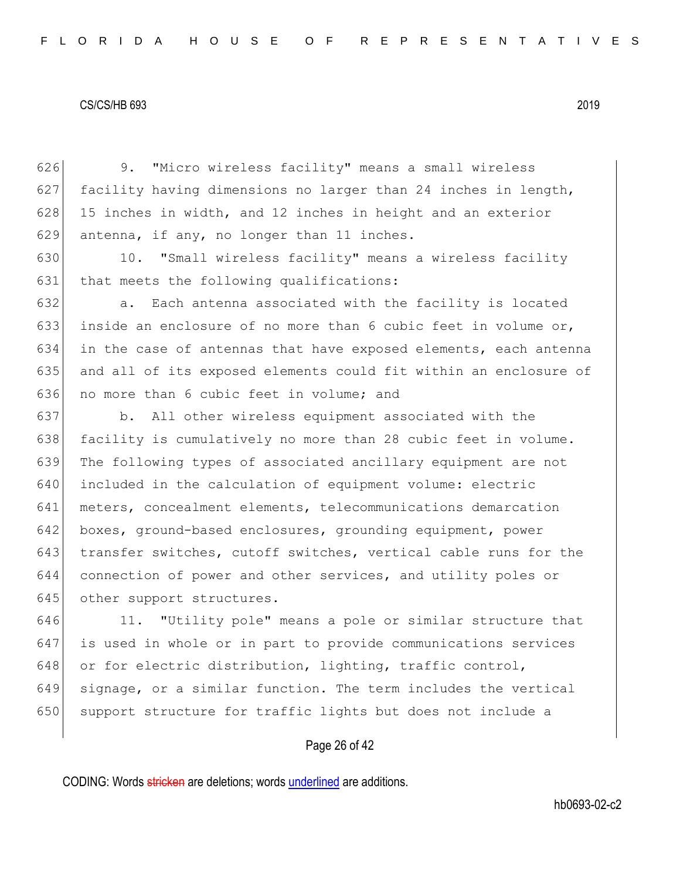9. "Micro wireless facility" means a small wireless facility having dimensions no larger than 24 inches in length, 15 inches in width, and 12 inches in height and an exterior antenna, if any, no longer than 11 inches.

10. "Small wireless facility" means a wireless facility that meets the following qualifications:

a. Each antenna associated with the facility is located inside an enclosure of no more than 6 cubic feet in volume or, in the case of antennas that have exposed elements, each antenna and all of its exposed elements could fit within an enclosure of no more than 6 cubic feet in volume; and

b. All other wireless equipment associated with the facility is cumulatively no more than 28 cubic feet in volume. The following types of associated ancillary equipment are not included in the calculation of equipment volume: electric meters, concealment elements, telecommunications demarcation boxes, ground-based enclosures, grounding equipment, power transfer switches, cutoff switches, vertical cable runs for the connection of power and other services, and utility poles or other support structures.

11. "Utility pole" means a pole or similar structure that is used in whole or in part to provide communications services or for electric distribution, lighting, traffic control, signage, or a similar function. The term includes the vertical support structure for traffic lights but does not include a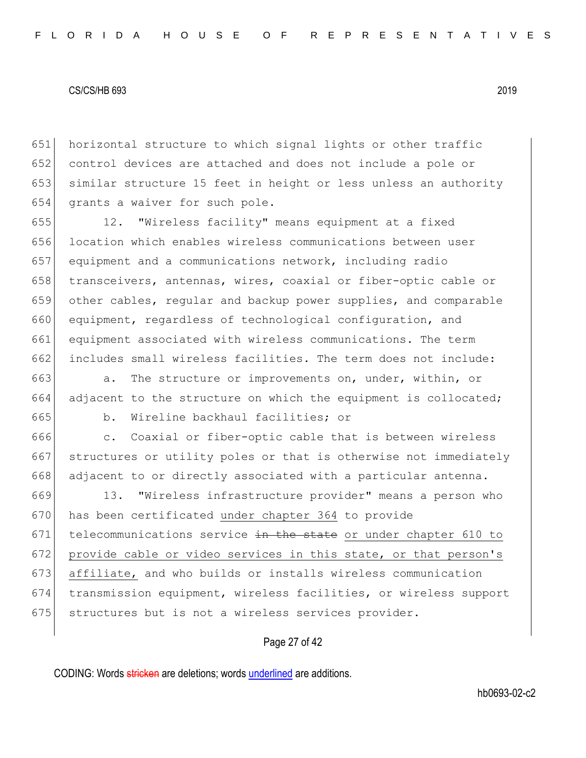horizontal structure to which signal lights or other traffic control devices are attached and does not include a pole or similar structure 15 feet in height or less unless an authority grants a waiver for such pole.

12. "Wireless facility" means equipment at a fixed location which enables wireless communications between user equipment and a communications network, including radio transceivers, antennas, wires, coaxial or fiber-optic cable or other cables, regular and backup power supplies, and comparable equipment, regardless of technological configuration, and equipment associated with wireless communications. The term includes small wireless facilities. The term does not include:

a. The structure or improvements on, under, within, or adjacent to the structure on which the equipment is collocated;

b. Wireline backhaul facilities; or

c. Coaxial or fiber-optic cable that is between wireless structures or utility poles or that is otherwise not immediately adjacent to or directly associated with a particular antenna.

13. "Wireless infrastructure provider" means a person who has been certificated under chapter 364 to provide telecommunications service ~~in the state~~ or under chapter 610 to provide cable or video services in this state, or that person's affiliate, and who builds or installs wireless communication transmission equipment, wireless facilities, or wireless support structures but is not a wireless services provider.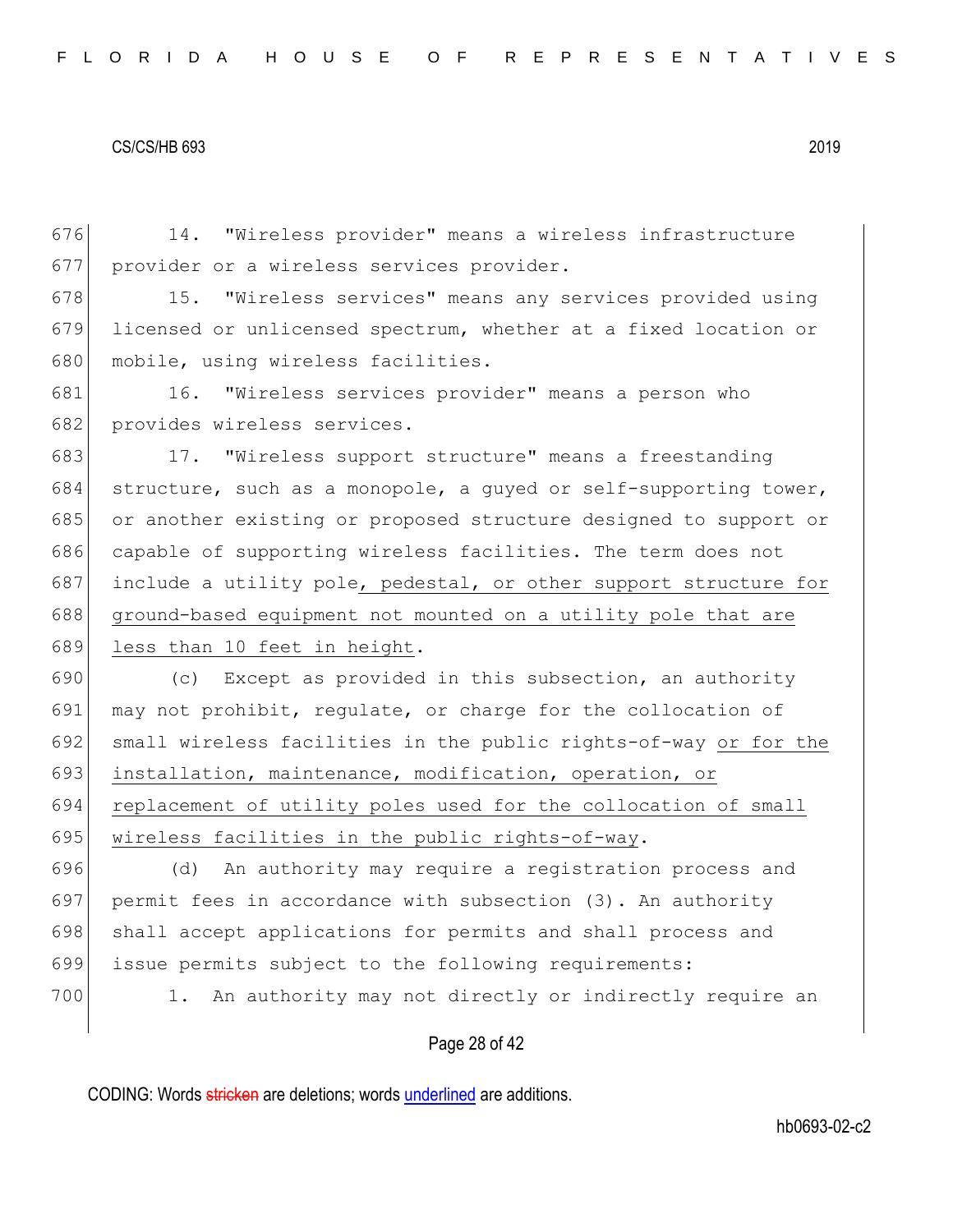14. "Wireless provider" means a wireless infrastructure provider or a wireless services provider.

15. "Wireless services" means any services provided using licensed or unlicensed spectrum, whether at a fixed location or mobile, using wireless facilities.

16. "Wireless services provider" means a person who provides wireless services.

17. "Wireless support structure" means a freestanding structure, such as a monopole, a guyed or self-supporting tower, or another existing or proposed structure designed to support or capable of supporting wireless facilities. The term does not include a utility pole<u>, pedestal, or other support structure for ground-based equipment not mounted on a utility pole that are less than 10 feet in height</u>.

(c) Except as provided in this subsection, an authority may not prohibit, regulate, or charge for the collocation of small wireless facilities in the public rights-of-way <u>or for the installation, maintenance, modification, operation, or replacement of utility poles used for the collocation of small wireless facilities in the public rights-of-way</u>.

(d) An authority may require a registration process and permit fees in accordance with subsection (3). An authority shall accept applications for permits and shall process and issue permits subject to the following requirements:

1. An authority may not directly or indirectly require an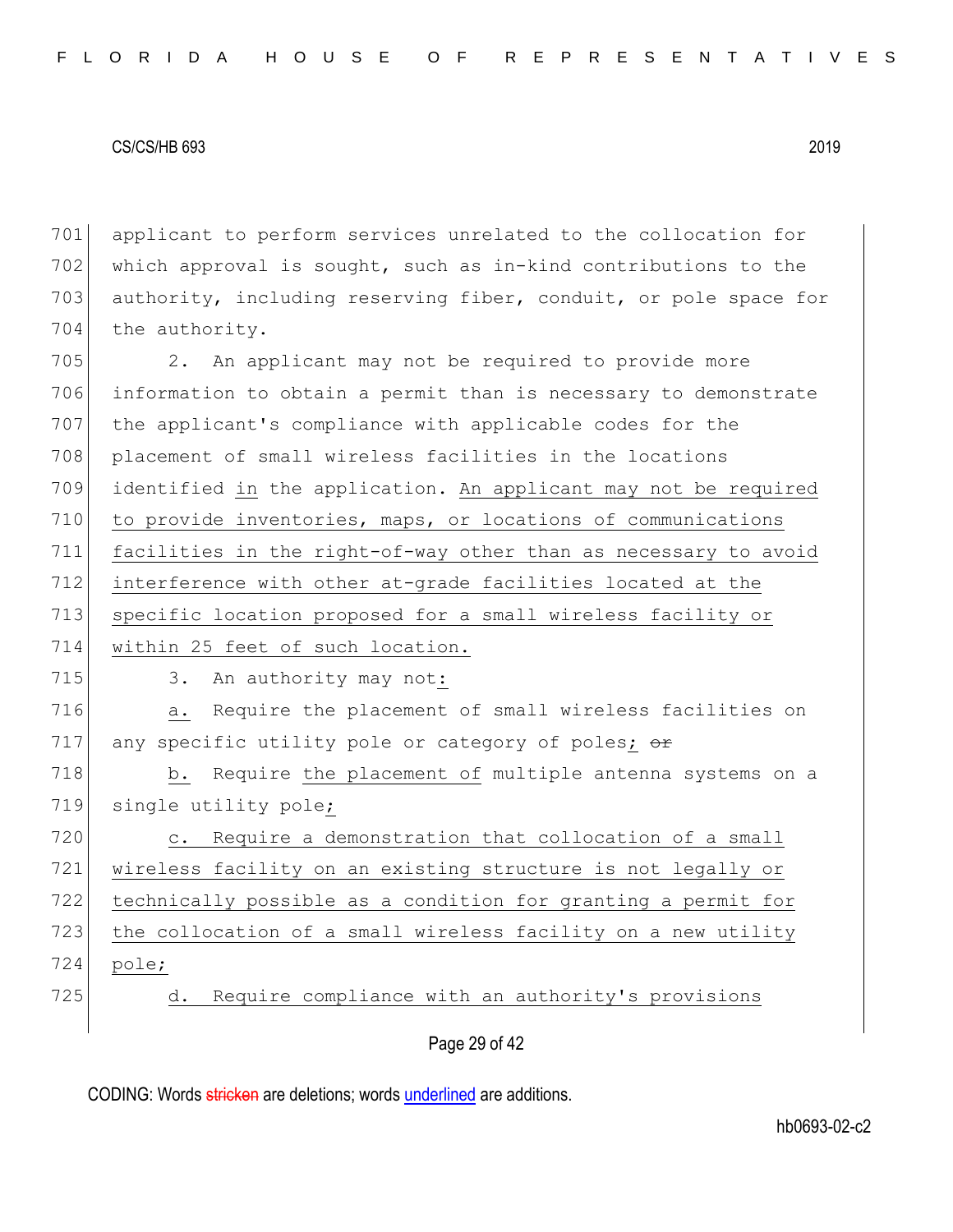applicant to perform services unrelated to the collocation for which approval is sought, such as in-kind contributions to the authority, including reserving fiber, conduit, or pole space for the authority.

2. An applicant may not be required to provide more information to obtain a permit than is necessary to demonstrate the applicant's compliance with applicable codes for the placement of small wireless facilities in the locations identified in the application. An applicant may not be required to provide inventories, maps, or locations of communications facilities in the right-of-way other than as necessary to avoid interference with other at-grade facilities located at the specific location proposed for a small wireless facility or within 25 feet of such location.

3. An authority may not:

a. Require the placement of small wireless facilities on any specific utility pole or category of poles; ~~or~~

b. Require the placement of multiple antenna systems on a single utility pole;

c. Require a demonstration that collocation of a small wireless facility on an existing structure is not legally or technically possible as a condition for granting a permit for the collocation of a small wireless facility on a new utility pole;

d. Require compliance with an authority's provisions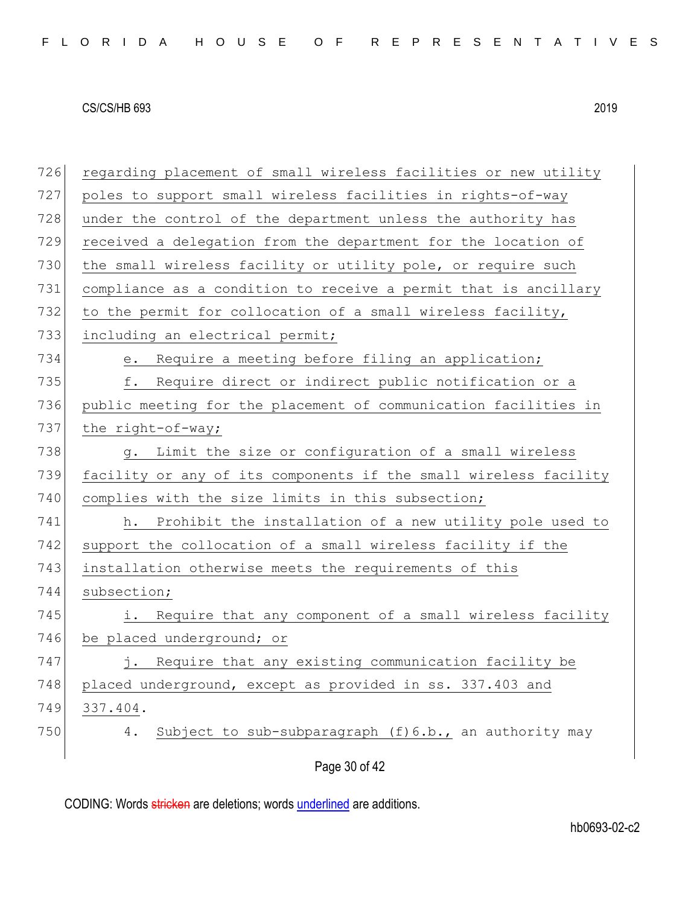regarding placement of small wireless facilities or new utility poles to support small wireless facilities in rights-of-way under the control of the department unless the authority has received a delegation from the department for the location of the small wireless facility or utility pole, or require such compliance as a condition to receive a permit that is ancillary to the permit for collocation of a small wireless facility, including an electrical permit;

e. Require a meeting before filing an application;

f. Require direct or indirect public notification or a public meeting for the placement of communication facilities in the right-of-way;

g. Limit the size or configuration of a small wireless facility or any of its components if the small wireless facility complies with the size limits in this subsection;

h. Prohibit the installation of a new utility pole used to support the collocation of a small wireless facility if the installation otherwise meets the requirements of this subsection;

i. Require that any component of a small wireless facility be placed underground; or

j. Require that any existing communication facility be placed underground, except as provided in ss. 337.403 and 337.404.

4. Subject to sub-subparagraph (f)6.b., an authority may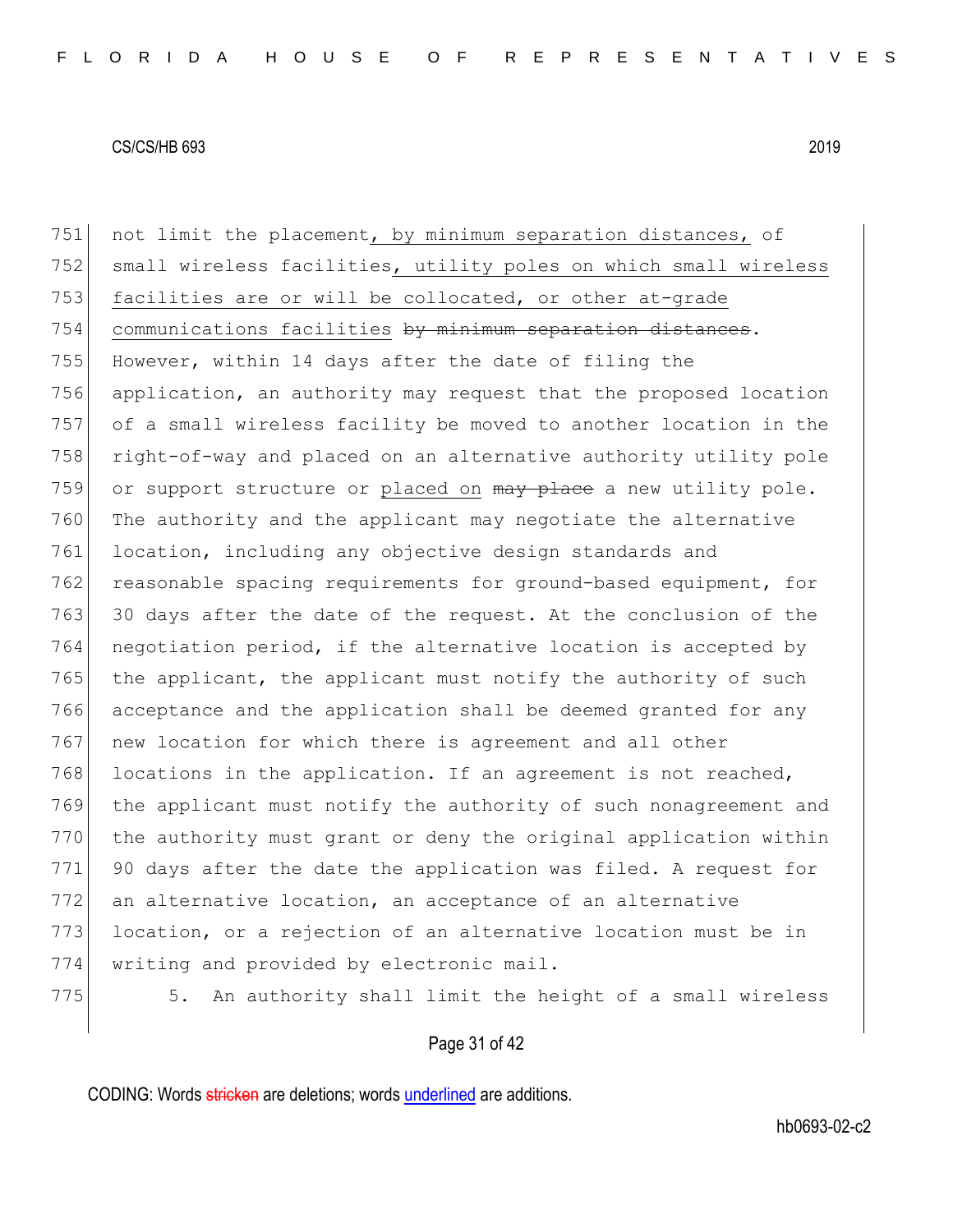not limit the placement, by minimum separation distances, of small wireless facilities, utility poles on which small wireless facilities are or will be collocated, or other at-grade communications facilities ~~by minimum separation distances~~. However, within 14 days after the date of filing the application, an authority may request that the proposed location of a small wireless facility be moved to another location in the right-of-way and placed on an alternative authority utility pole or support structure or placed on ~~may place~~ a new utility pole. The authority and the applicant may negotiate the alternative location, including any objective design standards and reasonable spacing requirements for ground-based equipment, for 30 days after the date of the request. At the conclusion of the negotiation period, if the alternative location is accepted by the applicant, the applicant must notify the authority of such acceptance and the application shall be deemed granted for any new location for which there is agreement and all other locations in the application. If an agreement is not reached, the applicant must notify the authority of such nonagreement and the authority must grant or deny the original application within 90 days after the date the application was filed. A request for an alternative location, an acceptance of an alternative location, or a rejection of an alternative location must be in writing and provided by electronic mail.

5. An authority shall limit the height of a small wireless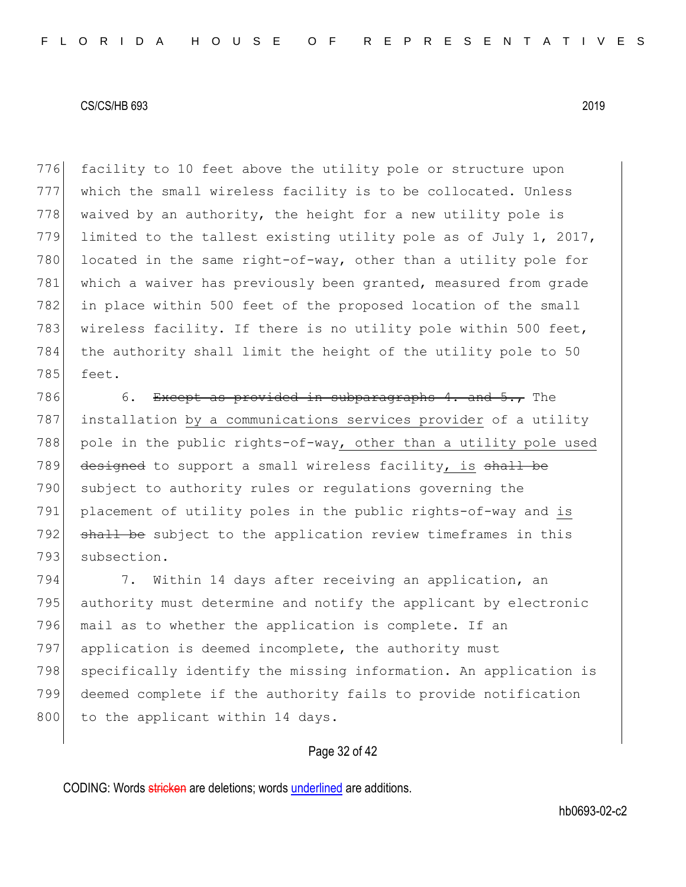facility to 10 feet above the utility pole or structure upon which the small wireless facility is to be collocated. Unless waived by an authority, the height for a new utility pole is limited to the tallest existing utility pole as of July 1, 2017, located in the same right-of-way, other than a utility pole for which a waiver has previously been granted, measured from grade in place within 500 feet of the proposed location of the small wireless facility. If there is no utility pole within 500 feet, the authority shall limit the height of the utility pole to 50 feet.

6. ~~Except as provided in subparagraphs 4. and 5.,~~ The installation by a communications services provider of a utility pole in the public rights-of-way, other than a utility pole used ~~designed~~ to support a small wireless facility, is ~~shall be~~ subject to authority rules or regulations governing the placement of utility poles in the public rights-of-way and is ~~shall be~~ subject to the application review timeframes in this subsection.

7. Within 14 days after receiving an application, an authority must determine and notify the applicant by electronic mail as to whether the application is complete. If an application is deemed incomplete, the authority must specifically identify the missing information. An application is deemed complete if the authority fails to provide notification to the applicant within 14 days.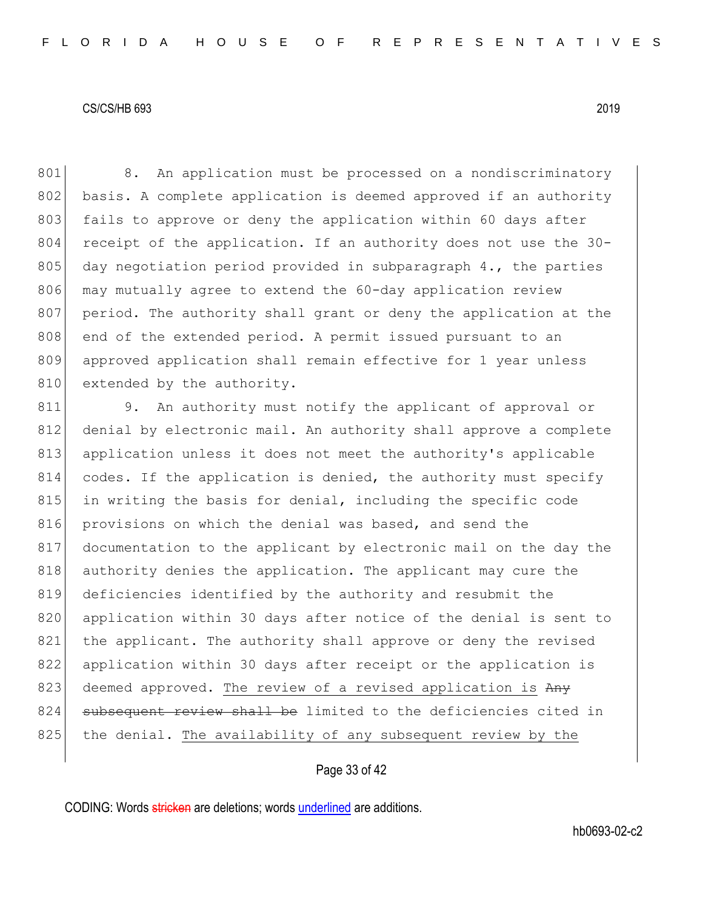8. An application must be processed on a nondiscriminatory basis. A complete application is deemed approved if an authority fails to approve or deny the application within 60 days after receipt of the application. If an authority does not use the 30-day negotiation period provided in subparagraph 4., the parties may mutually agree to extend the 60-day application review period. The authority shall grant or deny the application at the end of the extended period. A permit issued pursuant to an approved application shall remain effective for 1 year unless extended by the authority.

9. An authority must notify the applicant of approval or denial by electronic mail. An authority shall approve a complete application unless it does not meet the authority's applicable codes. If the application is denied, the authority must specify in writing the basis for denial, including the specific code provisions on which the denial was based, and send the documentation to the applicant by electronic mail on the day the authority denies the application. The applicant may cure the deficiencies identified by the authority and resubmit the application within 30 days after notice of the denial is sent to the applicant. The authority shall approve or deny the revised application within 30 days after receipt or the application is deemed approved. The review of a revised application is ~~Any subsequent review shall be~~ limited to the deficiencies cited in the denial. The availability of any subsequent review by the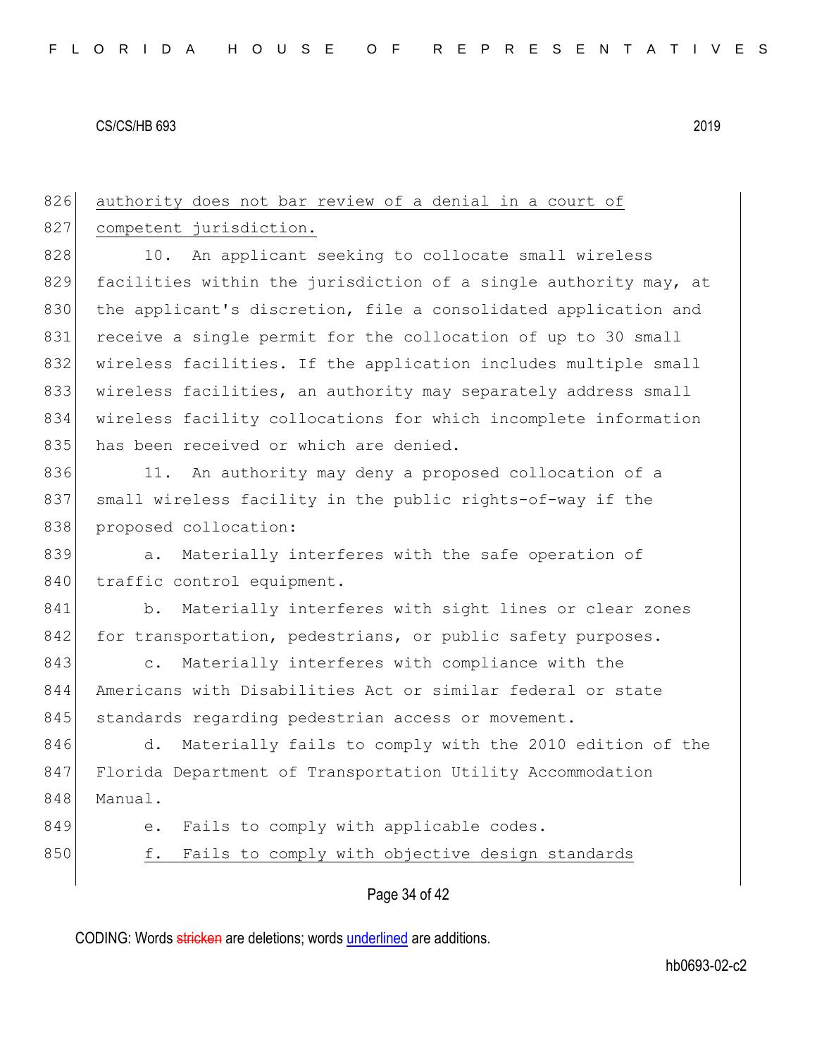authority does not bar review of a denial in a court of competent jurisdiction.

10. An applicant seeking to collocate small wireless facilities within the jurisdiction of a single authority may, at the applicant's discretion, file a consolidated application and receive a single permit for the collocation of up to 30 small wireless facilities. If the application includes multiple small wireless facilities, an authority may separately address small wireless facility collocations for which incomplete information has been received or which are denied.

11. An authority may deny a proposed collocation of a small wireless facility in the public rights-of-way if the proposed collocation:

a. Materially interferes with the safe operation of traffic control equipment.

b. Materially interferes with sight lines or clear zones for transportation, pedestrians, or public safety purposes.

c. Materially interferes with compliance with the Americans with Disabilities Act or similar federal or state standards regarding pedestrian access or movement.

d. Materially fails to comply with the 2010 edition of the Florida Department of Transportation Utility Accommodation Manual.

e. Fails to comply with applicable codes.

f. Fails to comply with objective design standards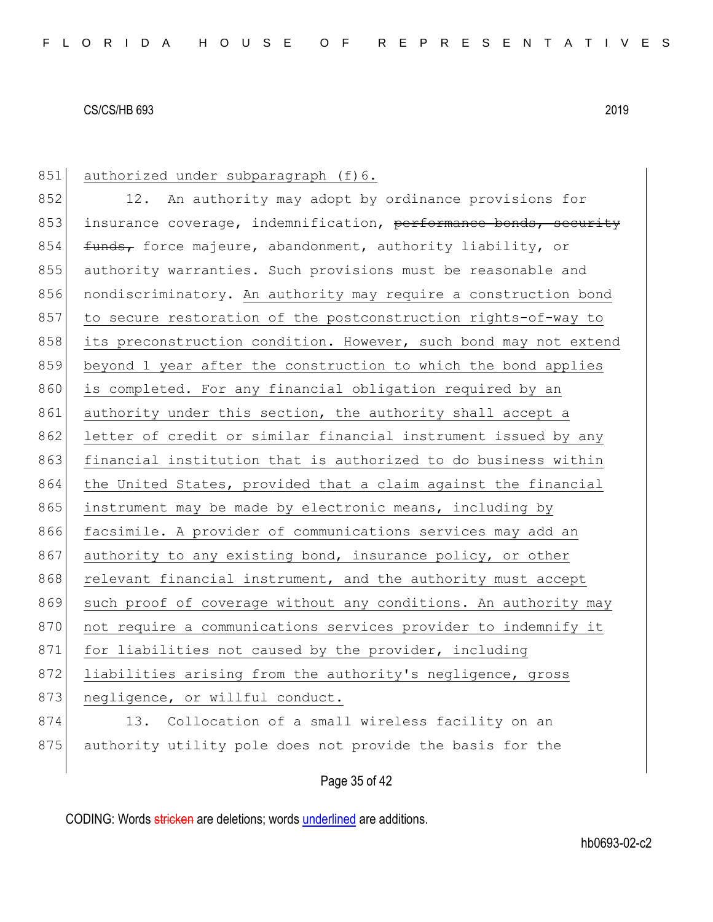authorized under subparagraph (f)6.

12. An authority may adopt by ordinance provisions for insurance coverage, indemnification, ~~performance bonds, security funds,~~ force majeure, abandonment, authority liability, or authority warranties. Such provisions must be reasonable and nondiscriminatory. An authority may require a construction bond to secure restoration of the postconstruction rights-of-way to its preconstruction condition. However, such bond may not extend beyond 1 year after the construction to which the bond applies is completed. For any financial obligation required by an authority under this section, the authority shall accept a letter of credit or similar financial instrument issued by any financial institution that is authorized to do business within the United States, provided that a claim against the financial instrument may be made by electronic means, including by facsimile. A provider of communications services may add an authority to any existing bond, insurance policy, or other relevant financial instrument, and the authority must accept such proof of coverage without any conditions. An authority may not require a communications services provider to indemnify it for liabilities not caused by the provider, including liabilities arising from the authority's negligence, gross negligence, or willful conduct.

13. Collocation of a small wireless facility on an authority utility pole does not provide the basis for the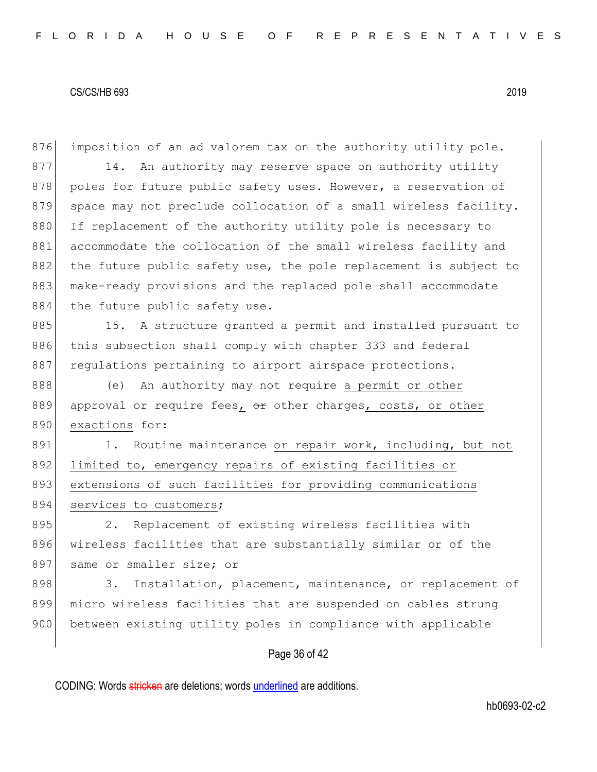imposition of an ad valorem tax on the authority utility pole.

14. An authority may reserve space on authority utility poles for future public safety uses. However, a reservation of space may not preclude collocation of a small wireless facility. If replacement of the authority utility pole is necessary to accommodate the collocation of the small wireless facility and the future public safety use, the pole replacement is subject to make-ready provisions and the replaced pole shall accommodate the future public safety use.

15. A structure granted a permit and installed pursuant to this subsection shall comply with chapter 333 and federal regulations pertaining to airport airspace protections.

(e) An authority may not require <u>a permit or other</u> approval or require fees<u>,</u> ~~or~~ other charges<u>, costs, or other exactions</u> for:

1. Routine maintenance <u>or repair work, including, but not limited to, emergency repairs of existing facilities or extensions of such facilities for providing communications services to customers</u>;

2. Replacement of existing wireless facilities with wireless facilities that are substantially similar or of the same or smaller size; or

3. Installation, placement, maintenance, or replacement of micro wireless facilities that are suspended on cables strung between existing utility poles in compliance with applicable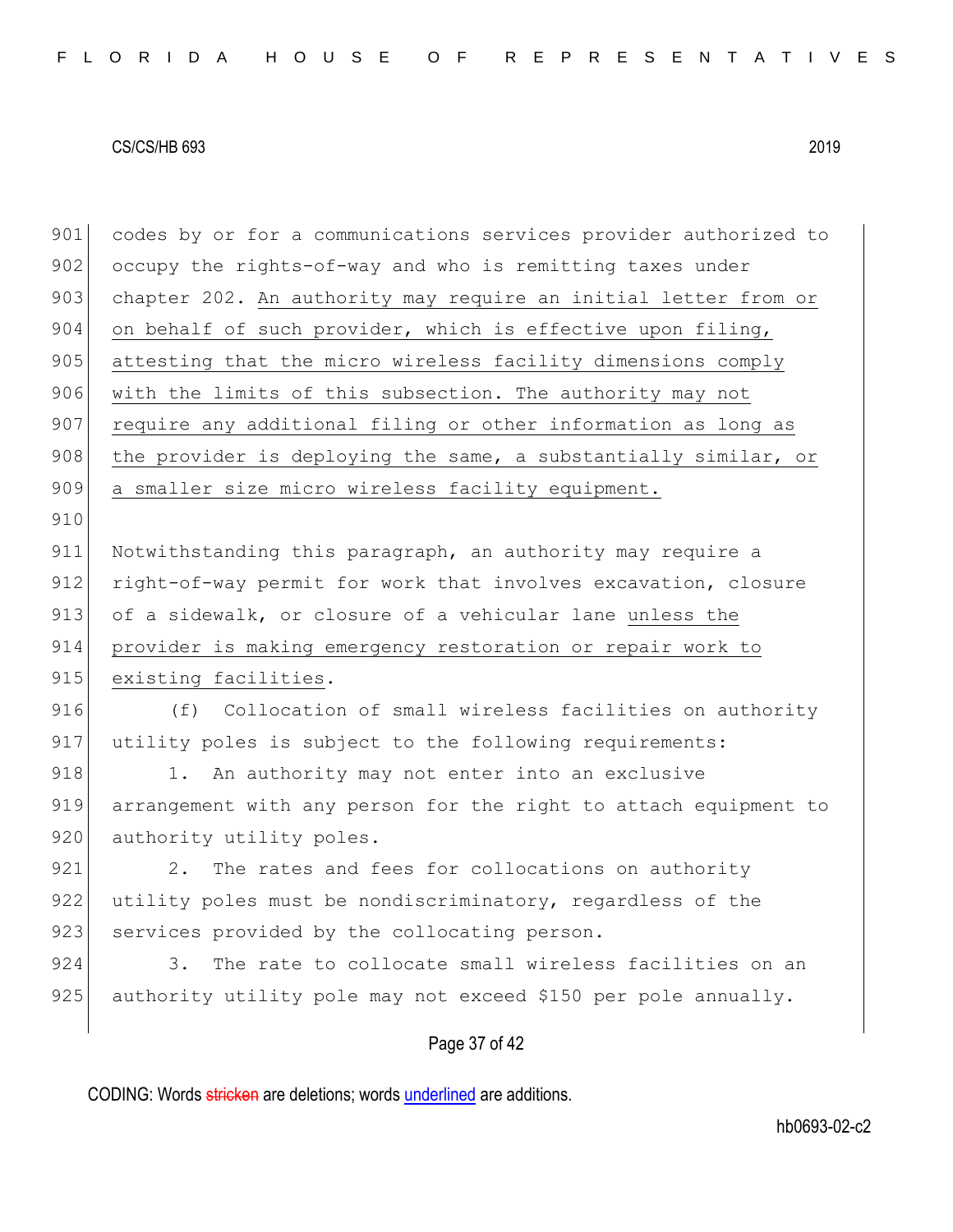codes by or for a communications services provider authorized to occupy the rights-of-way and who is remitting taxes under chapter 202. <u>An authority may require an initial letter from or on behalf of such provider, which is effective upon filing, attesting that the micro wireless facility dimensions comply with the limits of this subsection. The authority may not require any additional filing or other information as long as the provider is deploying the same, a substantially similar, or a smaller size micro wireless facility equipment.</u>

Notwithstanding this paragraph, an authority may require a right-of-way permit for work that involves excavation, closure of a sidewalk, or closure of a vehicular lane <u>unless the provider is making emergency restoration or repair work to existing facilities</u>.

(f) Collocation of small wireless facilities on authority utility poles is subject to the following requirements:

1. An authority may not enter into an exclusive arrangement with any person for the right to attach equipment to authority utility poles.

2. The rates and fees for collocations on authority utility poles must be nondiscriminatory, regardless of the services provided by the collocating person.

3. The rate to collocate small wireless facilities on an authority utility pole may not exceed $150 per pole annually.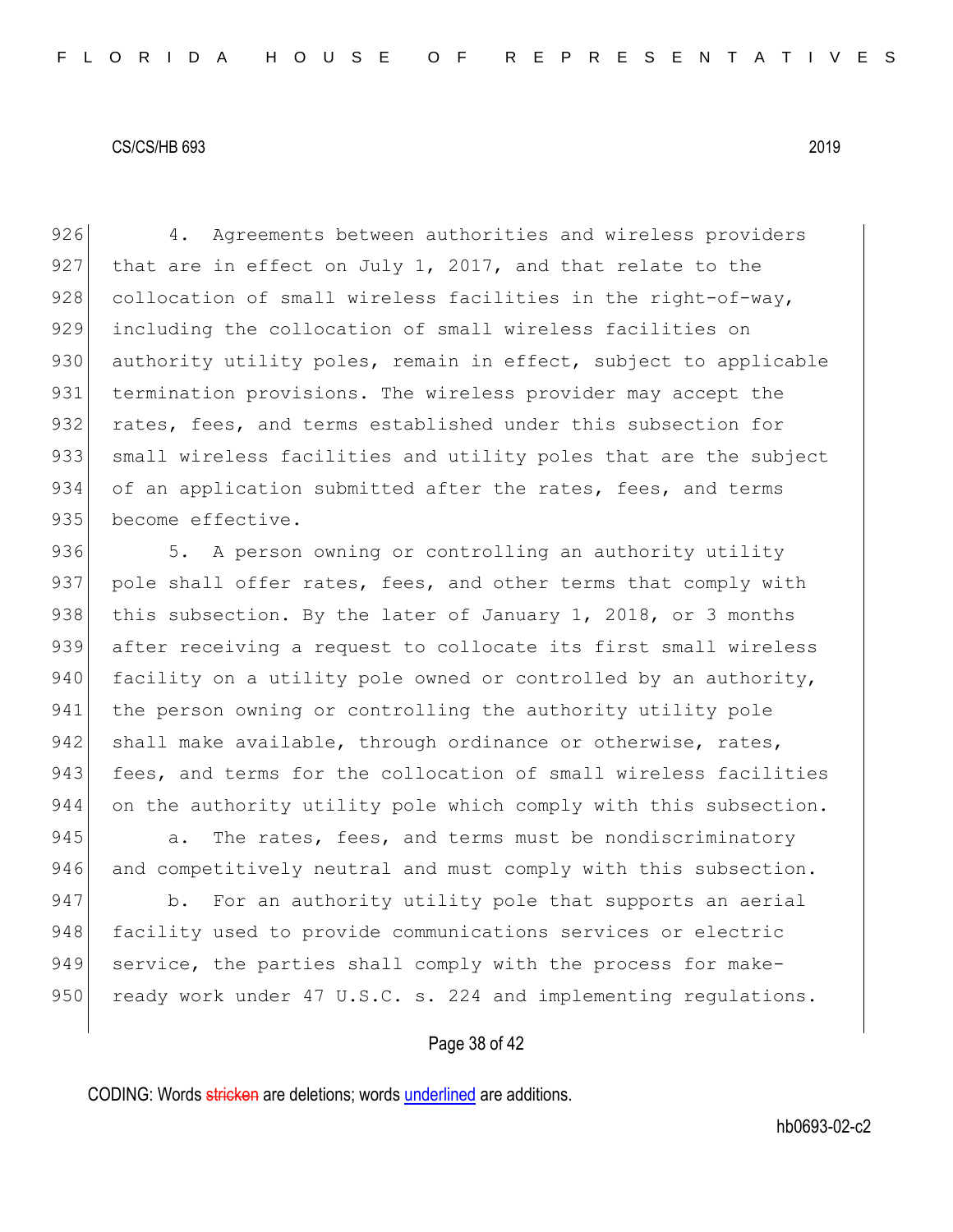4. Agreements between authorities and wireless providers that are in effect on July 1, 2017, and that relate to the collocation of small wireless facilities in the right-of-way, including the collocation of small wireless facilities on authority utility poles, remain in effect, subject to applicable termination provisions. The wireless provider may accept the rates, fees, and terms established under this subsection for small wireless facilities and utility poles that are the subject of an application submitted after the rates, fees, and terms become effective.

5. A person owning or controlling an authority utility pole shall offer rates, fees, and other terms that comply with this subsection. By the later of January 1, 2018, or 3 months after receiving a request to collocate its first small wireless facility on a utility pole owned or controlled by an authority, the person owning or controlling the authority utility pole shall make available, through ordinance or otherwise, rates, fees, and terms for the collocation of small wireless facilities on the authority utility pole which comply with this subsection.

a. The rates, fees, and terms must be nondiscriminatory and competitively neutral and must comply with this subsection.

b. For an authority utility pole that supports an aerial facility used to provide communications services or electric service, the parties shall comply with the process for make-ready work under 47 U.S.C. s. 224 and implementing regulations.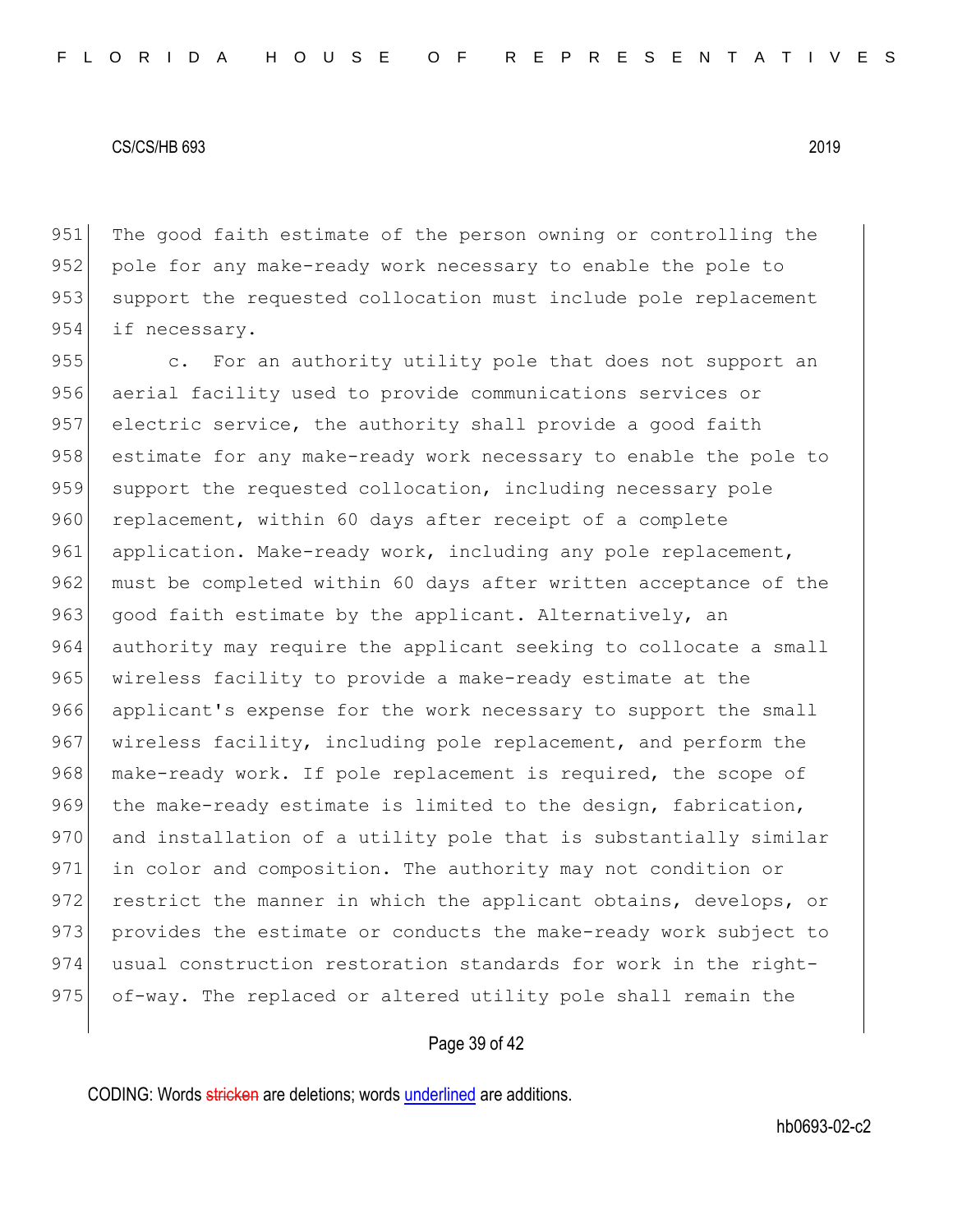The good faith estimate of the person owning or controlling the pole for any make-ready work necessary to enable the pole to support the requested collocation must include pole replacement if necessary.

c. For an authority utility pole that does not support an aerial facility used to provide communications services or electric service, the authority shall provide a good faith estimate for any make-ready work necessary to enable the pole to support the requested collocation, including necessary pole replacement, within 60 days after receipt of a complete application. Make-ready work, including any pole replacement, must be completed within 60 days after written acceptance of the good faith estimate by the applicant. Alternatively, an authority may require the applicant seeking to collocate a small wireless facility to provide a make-ready estimate at the applicant's expense for the work necessary to support the small wireless facility, including pole replacement, and perform the make-ready work. If pole replacement is required, the scope of the make-ready estimate is limited to the design, fabrication, and installation of a utility pole that is substantially similar in color and composition. The authority may not condition or restrict the manner in which the applicant obtains, develops, or provides the estimate or conducts the make-ready work subject to usual construction restoration standards for work in the right-of-way. The replaced or altered utility pole shall remain the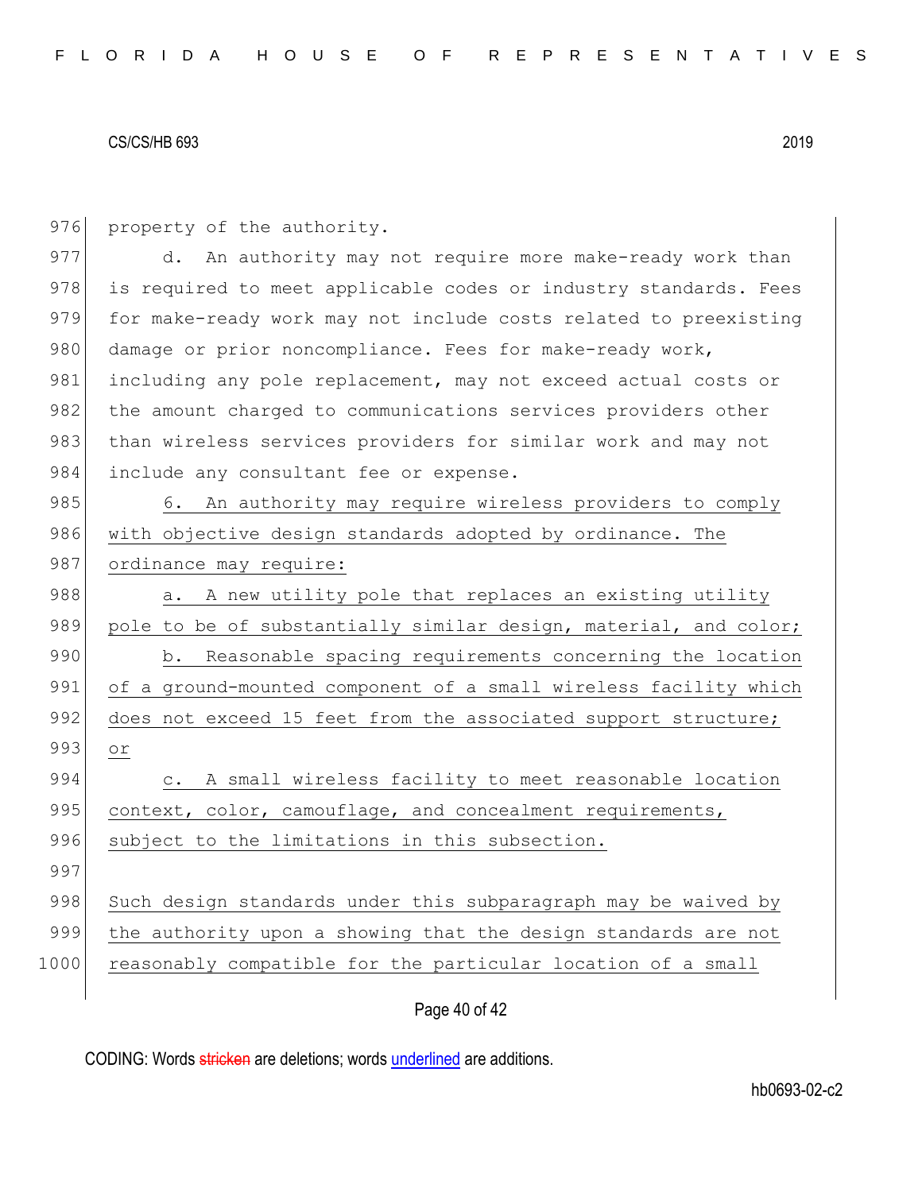property of the authority.

d. An authority may not require more make-ready work than is required to meet applicable codes or industry standards. Fees for make-ready work may not include costs related to preexisting damage or prior noncompliance. Fees for make-ready work, including any pole replacement, may not exceed actual costs or the amount charged to communications services providers other than wireless services providers for similar work and may not include any consultant fee or expense.

6. An authority may require wireless providers to comply with objective design standards adopted by ordinance. The ordinance may require:

a. A new utility pole that replaces an existing utility pole to be of substantially similar design, material, and color;

b. Reasonable spacing requirements concerning the location of a ground-mounted component of a small wireless facility which does not exceed 15 feet from the associated support structure; or

c. A small wireless facility to meet reasonable location context, color, camouflage, and concealment requirements, subject to the limitations in this subsection.

Such design standards under this subparagraph may be waived by the authority upon a showing that the design standards are not reasonably compatible for the particular location of a small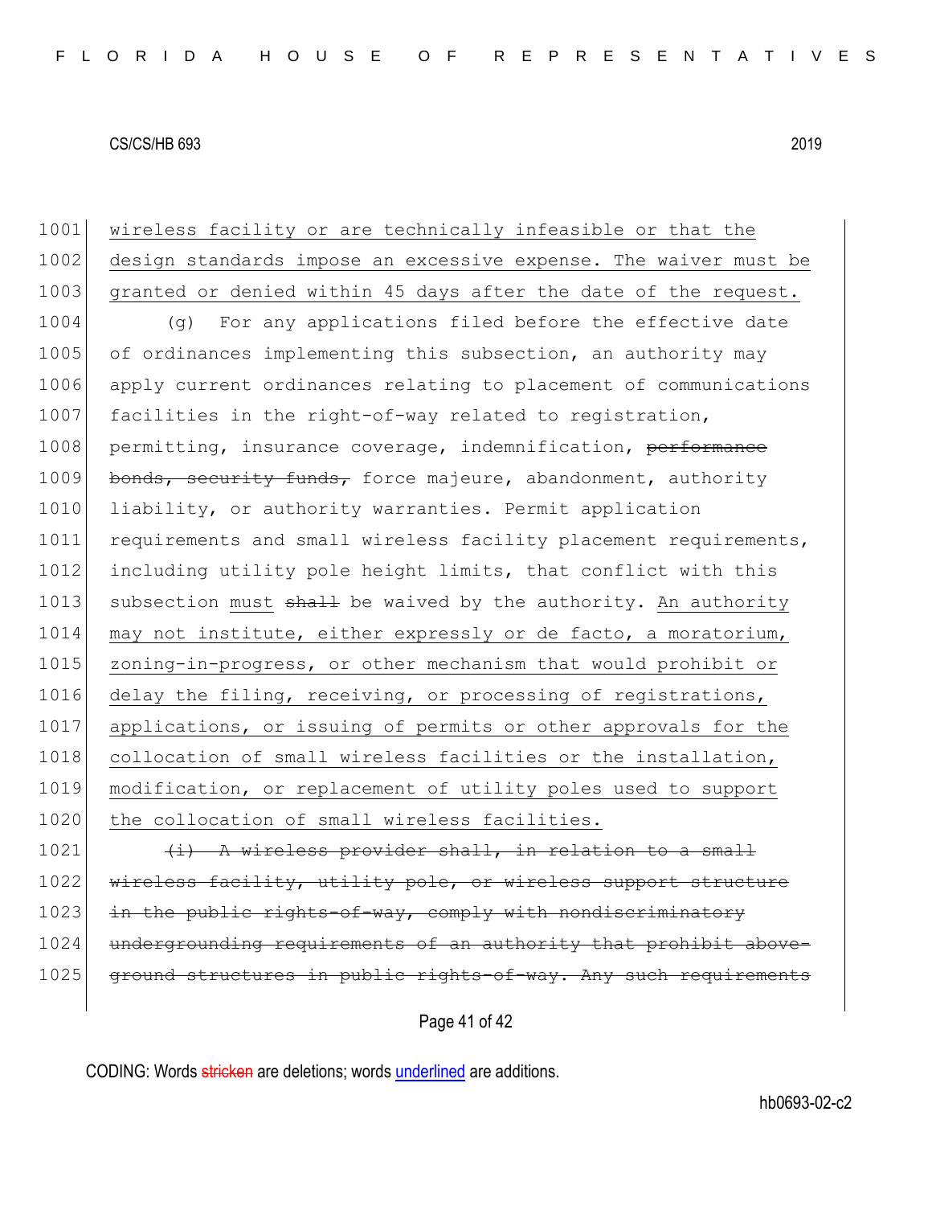1001 wireless facility or are technically infeasible or that the
1002 design standards impose an excessive expense. The waiver must be
1003 granted or denied within 45 days after the date of the request.

1004 (g) For any applications filed before the effective date
1005 of ordinances implementing this subsection, an authority may
1006 apply current ordinances relating to placement of communications
1007 facilities in the right-of-way related to registration,
1008 permitting, insurance coverage, indemnification, ~~performance~~
1009 ~~bonds, security funds,~~ force majeure, abandonment, authority
1010 liability, or authority warranties. Permit application
1011 requirements and small wireless facility placement requirements,
1012 including utility pole height limits, that conflict with this
1013 subsection must ~~shall~~ be waived by the authority. An authority
1014 may not institute, either expressly or de facto, a moratorium,
1015 zoning-in-progress, or other mechanism that would prohibit or
1016 delay the filing, receiving, or processing of registrations,
1017 applications, or issuing of permits or other approvals for the
1018 collocation of small wireless facilities or the installation,
1019 modification, or replacement of utility poles used to support
1020 the collocation of small wireless facilities.

1021 ~~(i) A wireless provider shall, in relation to a small~~
1022 ~~wireless facility, utility pole, or wireless support structure~~
1023 ~~in the public rights-of-way, comply with nondiscriminatory~~
1024 ~~undergrounding requirements of an authority that prohibit above-~~
1025 ~~ground structures in public rights-of-way. Any such requirements~~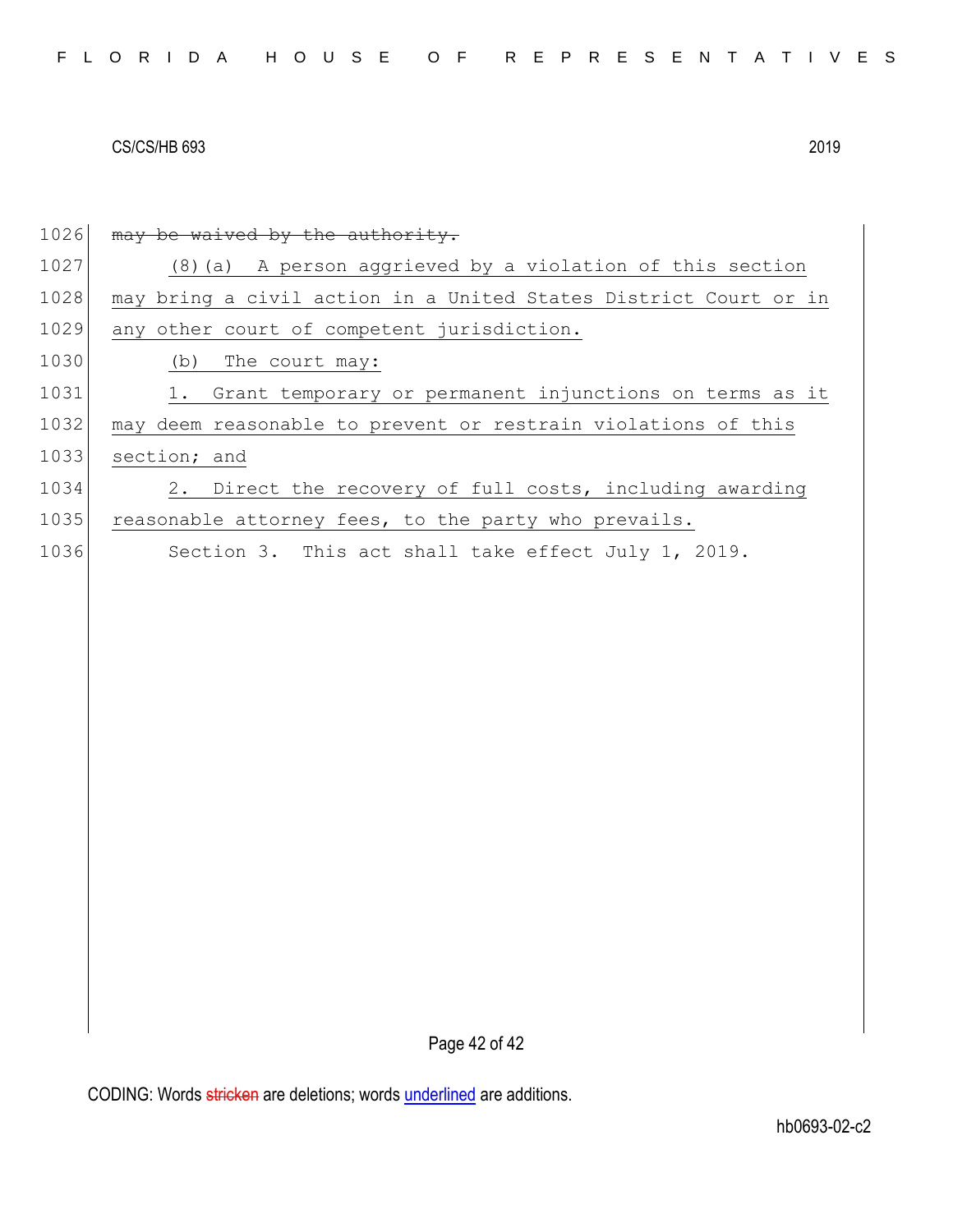~~may be waived by the authority.~~

(8)(a) A person aggrieved by a violation of this section may bring a civil action in a United States District Court or in any other court of competent jurisdiction.

(b) The court may:

1. Grant temporary or permanent injunctions on terms as it may deem reasonable to prevent or restrain violations of this section; and

2. Direct the recovery of full costs, including awarding reasonable attorney fees, to the party who prevails.

Section 3. This act shall take effect July 1, 2019.

CODING: Words ~~stricken~~ are deletions; words underlined are additions.